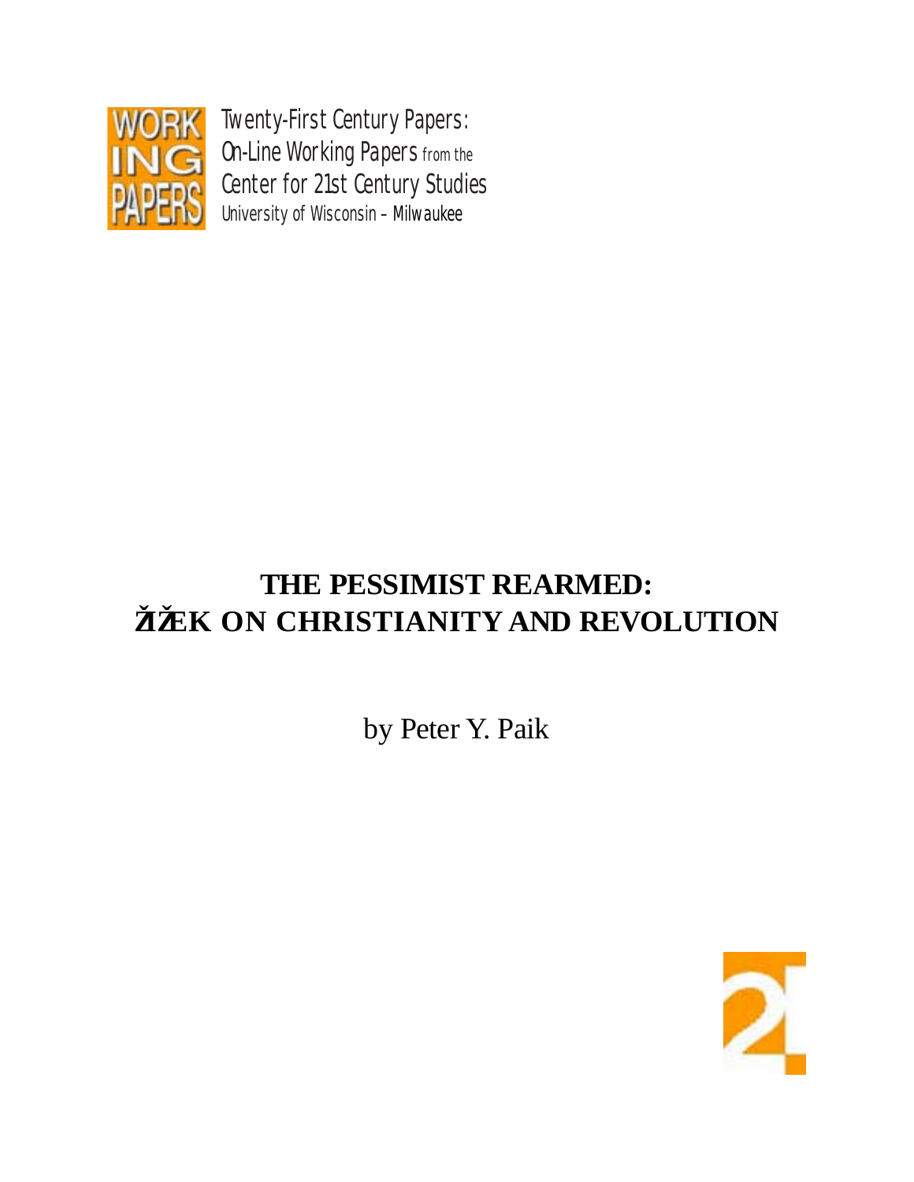Twenty-First Century Papers:
On-Line Working Papers from the
Center for 21st Century Studies
University of Wisconsin – Milwaukee

# THE PESSIMIST REARMED: ŽIŽEK ON CHRISTIANITY AND REVOLUTION

by Peter Y. Paik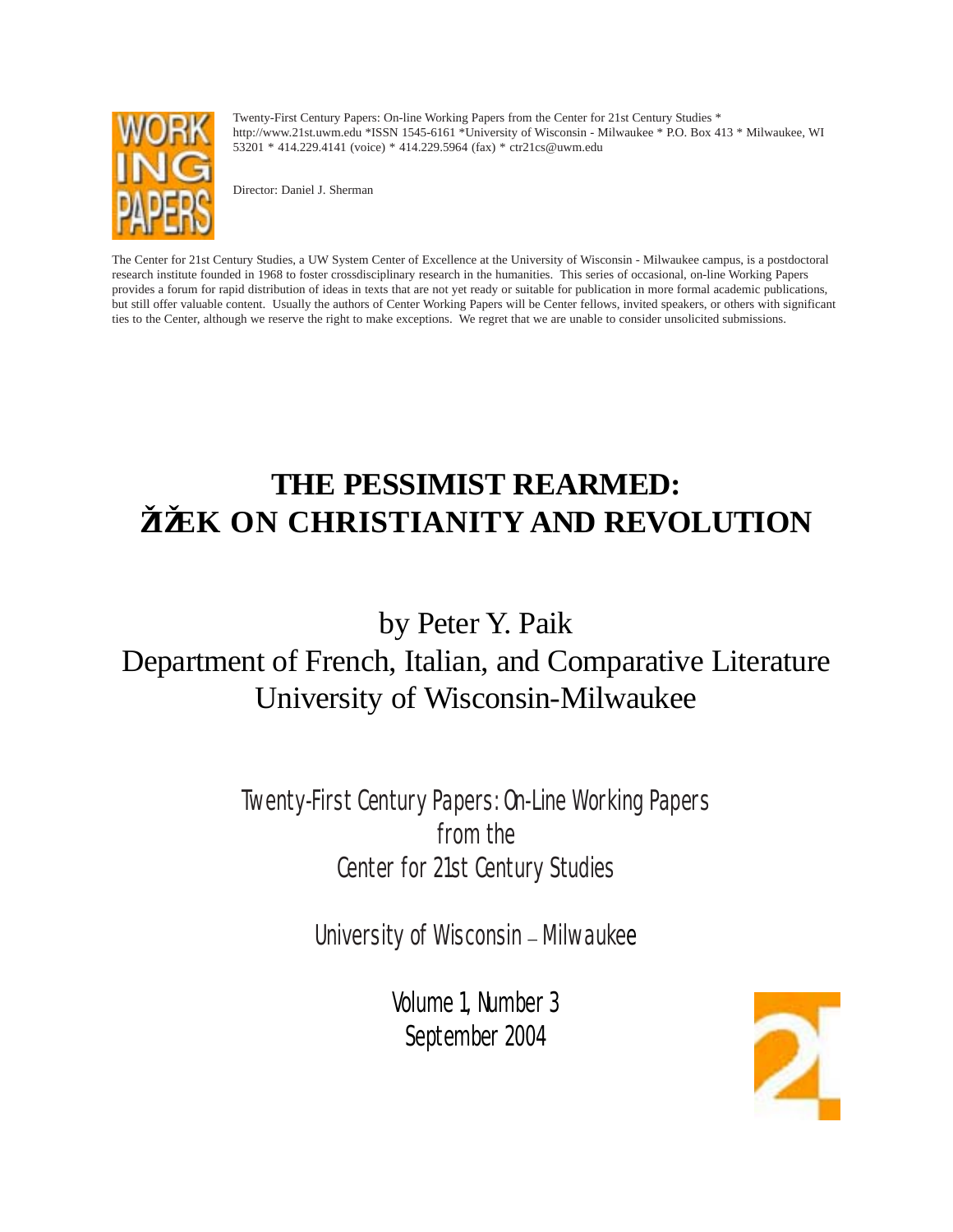Twenty-First Century Papers: On-line Working Papers from the Center for 21st Century Studies * http://www.21st.uwm.edu *ISSN 1545-6161 *University of Wisconsin - Milwaukee * P.O. Box 413 * Milwaukee, WI 53201 * 414.229.4141 (voice) * 414.229.5964 (fax) * ctr21cs@uwm.edu

Director: Daniel J. Sherman

The Center for 21st Century Studies, a UW System Center of Excellence at the University of Wisconsin - Milwaukee campus, is a postdoctoral research institute founded in 1968 to foster crossdisciplinary research in the humanities. This series of occasional, on-line Working Papers provides a forum for rapid distribution of ideas in texts that are not yet ready or suitable for publication in more formal academic publications, but still offer valuable content. Usually the authors of Center Working Papers will be Center fellows, invited speakers, or others with significant ties to the Center, although we reserve the right to make exceptions. We regret that we are unable to consider unsolicited submissions.

# THE PESSIMIST REARMED: ŽIŽEK ON CHRISTIANITY AND REVOLUTION

by Peter Y. Paik
Department of French, Italian, and Comparative Literature
University of Wisconsin-Milwaukee

Twenty-First Century Papers: On-Line Working Papers
from the
Center for 21st Century Studies

University of Wisconsin – Milwaukee

Volume 1, Number 3
September 2004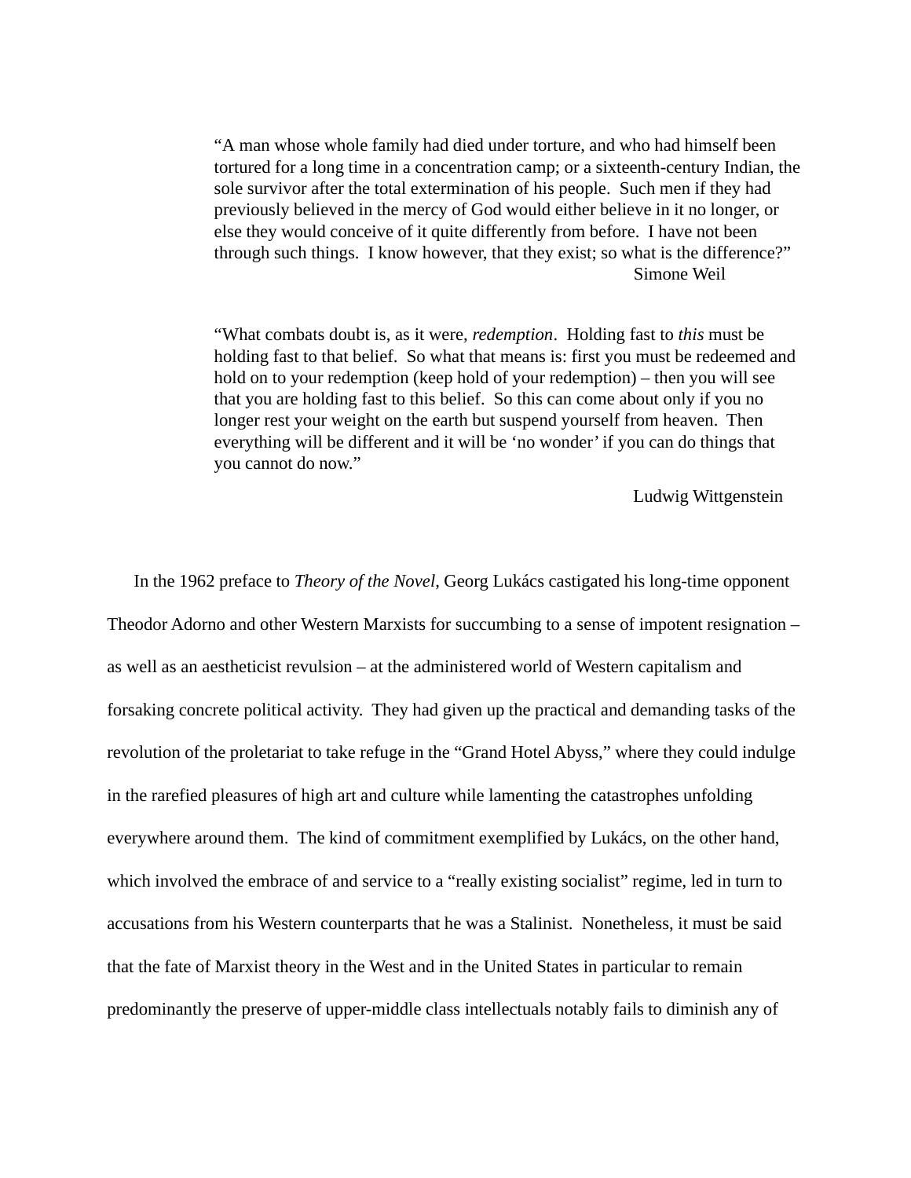> "A man whose whole family had died under torture, and who had himself been tortured for a long time in a concentration camp; or a sixteenth-century Indian, the sole survivor after the total extermination of his people. Such men if they had previously believed in the mercy of God would either believe in it no longer, or else they would conceive of it quite differently from before. I have not been through such things. I know however, that they exist; so what is the difference?"
>
> Simone Weil

> "What combats doubt is, as it were, *redemption*. Holding fast to *this* must be holding fast to that belief. So what that means is: first you must be redeemed and hold on to your redemption (keep hold of your redemption) – then you will see that you are holding fast to this belief. So this can come about only if you no longer rest your weight on the earth but suspend yourself from heaven. Then everything will be different and it will be 'no wonder' if you can do things that you cannot do now."
>
> Ludwig Wittgenstein

In the 1962 preface to *Theory of the Novel*, Georg Lukács castigated his long-time opponent Theodor Adorno and other Western Marxists for succumbing to a sense of impotent resignation – as well as an aestheticist revulsion – at the administered world of Western capitalism and forsaking concrete political activity. They had given up the practical and demanding tasks of the revolution of the proletariat to take refuge in the "Grand Hotel Abyss," where they could indulge in the rarefied pleasures of high art and culture while lamenting the catastrophes unfolding everywhere around them. The kind of commitment exemplified by Lukács, on the other hand, which involved the embrace of and service to a "really existing socialist" regime, led in turn to accusations from his Western counterparts that he was a Stalinist. Nonetheless, it must be said that the fate of Marxist theory in the West and in the United States in particular to remain predominantly the preserve of upper-middle class intellectuals notably fails to diminish any of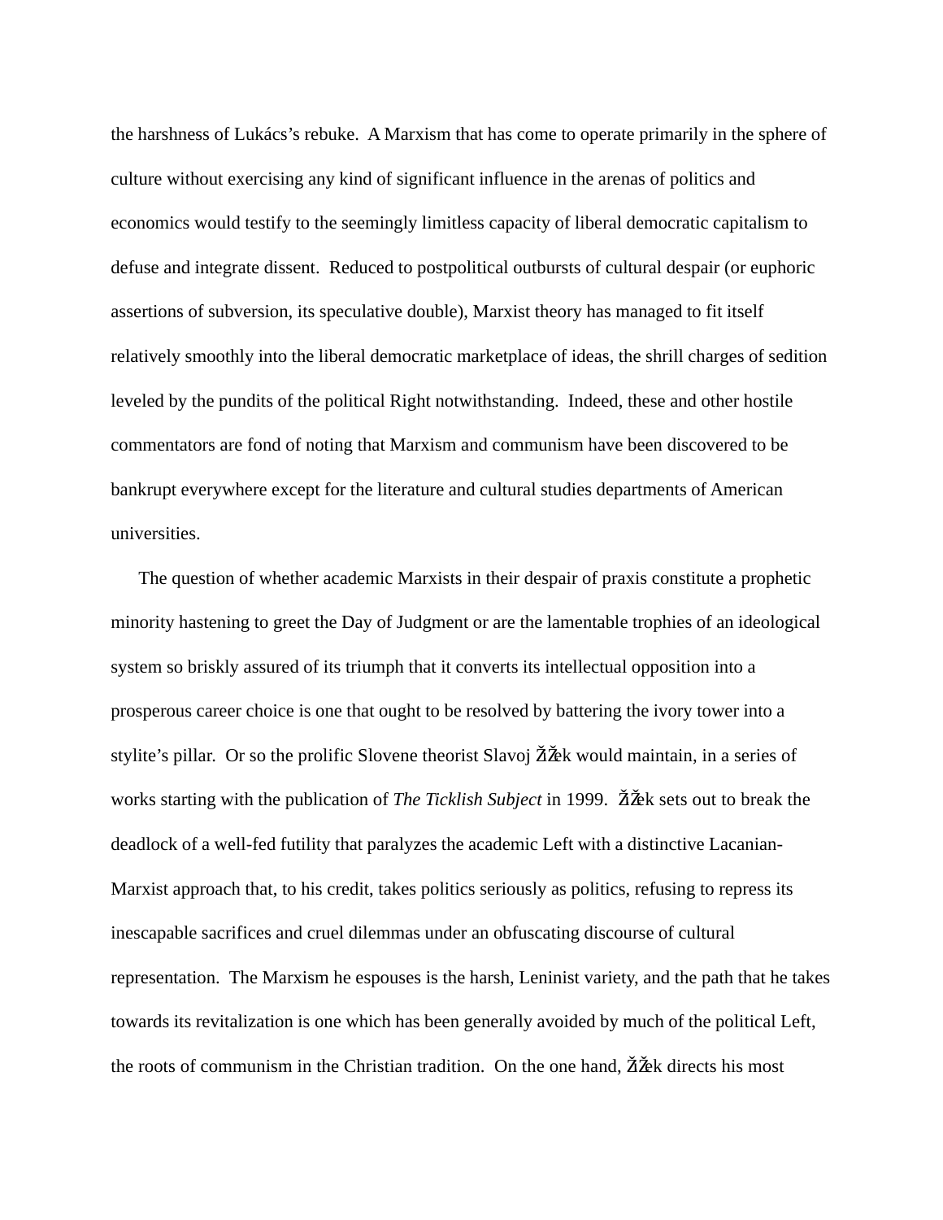the harshness of Lukács's rebuke. A Marxism that has come to operate primarily in the sphere of culture without exercising any kind of significant influence in the arenas of politics and economics would testify to the seemingly limitless capacity of liberal democratic capitalism to defuse and integrate dissent. Reduced to postpolitical outbursts of cultural despair (or euphoric assertions of subversion, its speculative double), Marxist theory has managed to fit itself relatively smoothly into the liberal democratic marketplace of ideas, the shrill charges of sedition leveled by the pundits of the political Right notwithstanding. Indeed, these and other hostile commentators are fond of noting that Marxism and communism have been discovered to be bankrupt everywhere except for the literature and cultural studies departments of American universities.

The question of whether academic Marxists in their despair of praxis constitute a prophetic minority hastening to greet the Day of Judgment or are the lamentable trophies of an ideological system so briskly assured of its triumph that it converts its intellectual opposition into a prosperous career choice is one that ought to be resolved by battering the ivory tower into a stylite's pillar. Or so the prolific Slovene theorist Slavoj Žižek would maintain, in a series of works starting with the publication of *The Ticklish Subject* in 1999. Žižek sets out to break the deadlock of a well-fed futility that paralyzes the academic Left with a distinctive Lacanian-Marxist approach that, to his credit, takes politics seriously as politics, refusing to repress its inescapable sacrifices and cruel dilemmas under an obfuscating discourse of cultural representation. The Marxism he espouses is the harsh, Leninist variety, and the path that he takes towards its revitalization is one which has been generally avoided by much of the political Left, the roots of communism in the Christian tradition. On the one hand, Žižek directs his most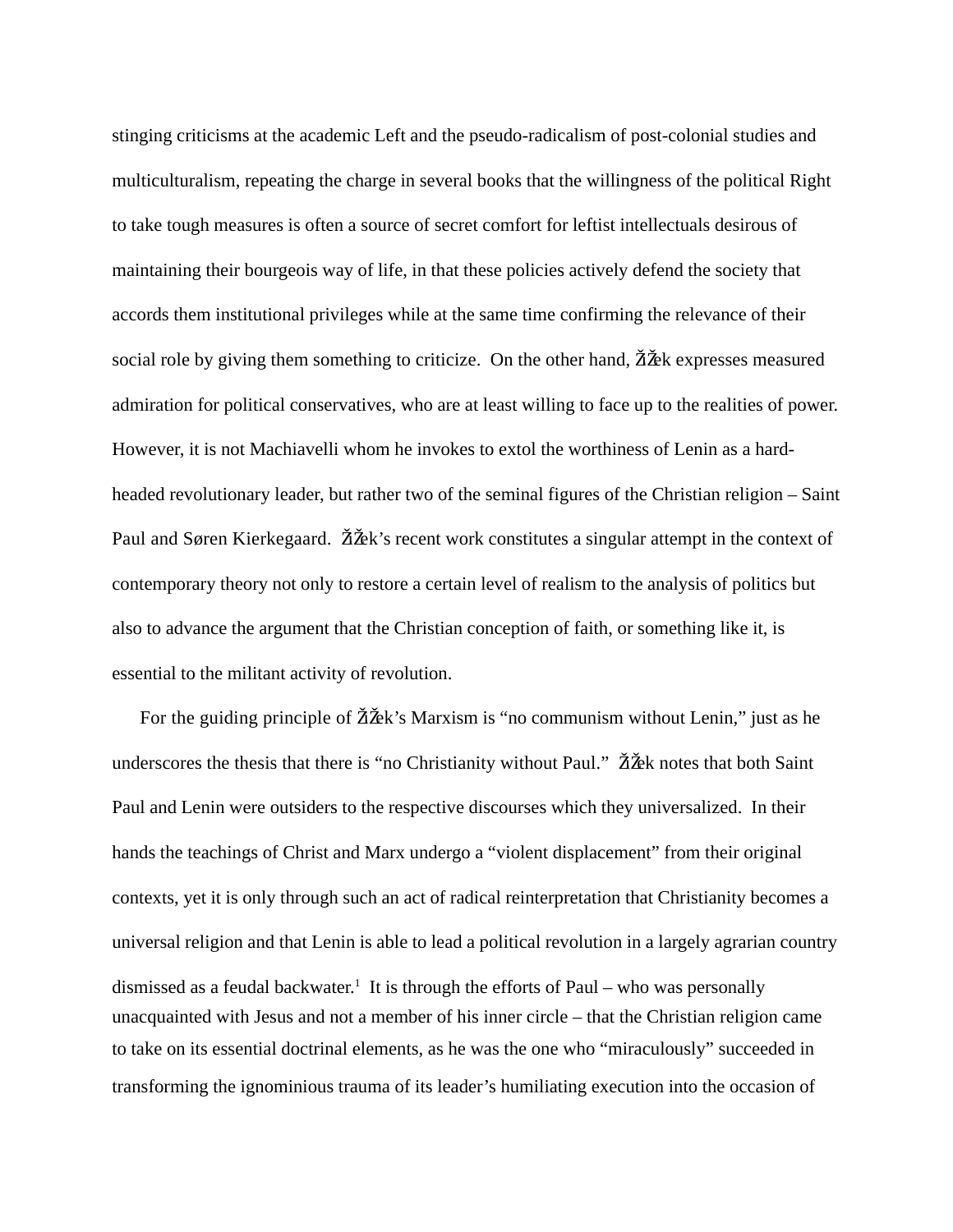stinging criticisms at the academic Left and the pseudo-radicalism of post-colonial studies and multiculturalism, repeating the charge in several books that the willingness of the political Right to take tough measures is often a source of secret comfort for leftist intellectuals desirous of maintaining their bourgeois way of life, in that these policies actively defend the society that accords them institutional privileges while at the same time confirming the relevance of their social role by giving them something to criticize. On the other hand, Žižek expresses measured admiration for political conservatives, who are at least willing to face up to the realities of power. However, it is not Machiavelli whom he invokes to extol the worthiness of Lenin as a hard-headed revolutionary leader, but rather two of the seminal figures of the Christian religion – Saint Paul and Søren Kierkegaard. Žižek's recent work constitutes a singular attempt in the context of contemporary theory not only to restore a certain level of realism to the analysis of politics but also to advance the argument that the Christian conception of faith, or something like it, is essential to the militant activity of revolution.

For the guiding principle of Žižek's Marxism is "no communism without Lenin," just as he underscores the thesis that there is "no Christianity without Paul." Žižek notes that both Saint Paul and Lenin were outsiders to the respective discourses which they universalized. In their hands the teachings of Christ and Marx undergo a "violent displacement" from their original contexts, yet it is only through such an act of radical reinterpretation that Christianity becomes a universal religion and that Lenin is able to lead a political revolution in a largely agrarian country dismissed as a feudal backwater.[1] It is through the efforts of Paul – who was personally unacquainted with Jesus and not a member of his inner circle – that the Christian religion came to take on its essential doctrinal elements, as he was the one who "miraculously" succeeded in transforming the ignominious trauma of its leader's humiliating execution into the occasion of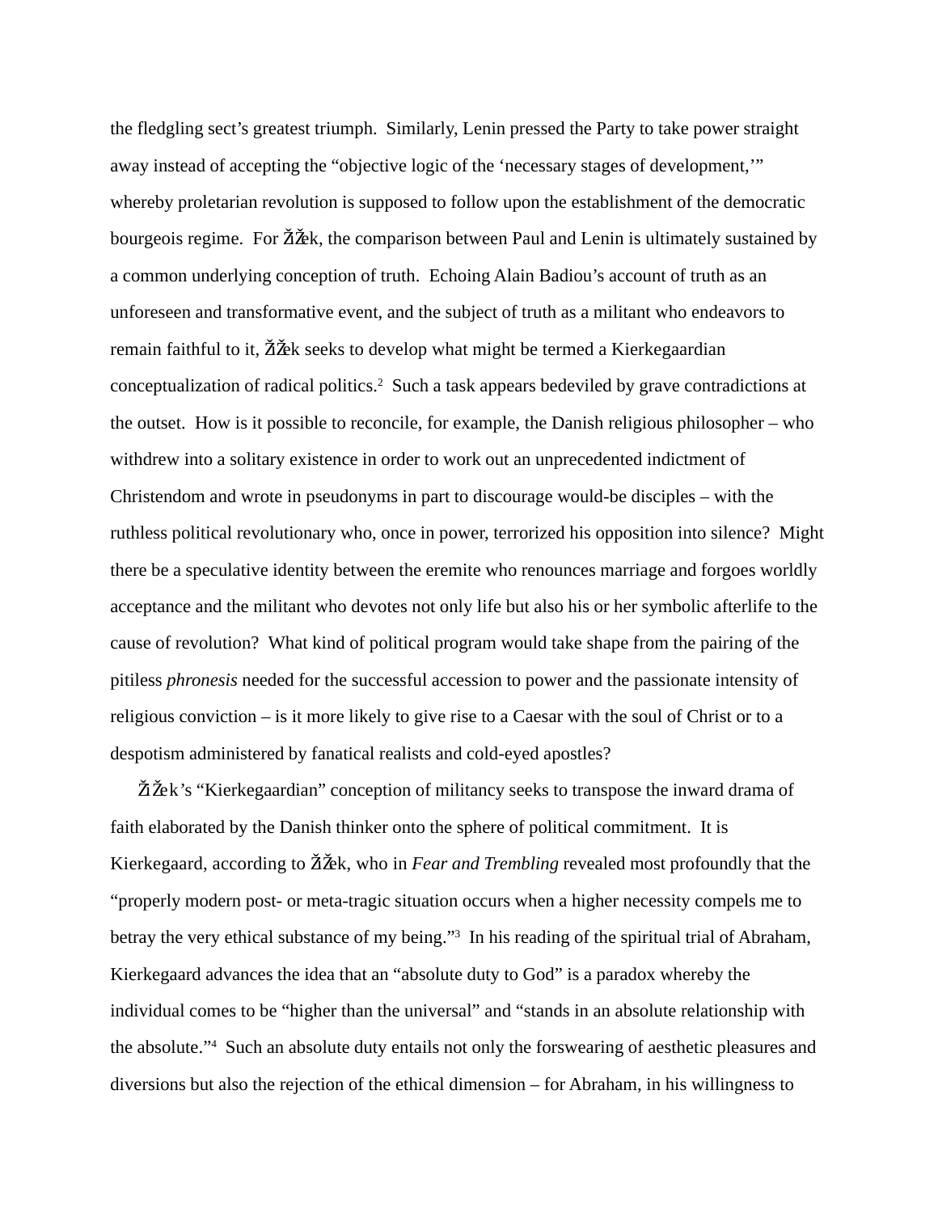the fledgling sect's greatest triumph. Similarly, Lenin pressed the Party to take power straight away instead of accepting the "objective logic of the 'necessary stages of development,'" whereby proletarian revolution is supposed to follow upon the establishment of the democratic bourgeois regime. For Žižek, the comparison between Paul and Lenin is ultimately sustained by a common underlying conception of truth. Echoing Alain Badiou's account of truth as an unforeseen and transformative event, and the subject of truth as a militant who endeavors to remain faithful to it, Žižek seeks to develop what might be termed a Kierkegaardian conceptualization of radical politics.[2] Such a task appears bedeviled by grave contradictions at the outset. How is it possible to reconcile, for example, the Danish religious philosopher – who withdrew into a solitary existence in order to work out an unprecedented indictment of Christendom and wrote in pseudonyms in part to discourage would-be disciples – with the ruthless political revolutionary who, once in power, terrorized his opposition into silence? Might there be a speculative identity between the eremite who renounces marriage and forgoes worldly acceptance and the militant who devotes not only life but also his or her symbolic afterlife to the cause of revolution? What kind of political program would take shape from the pairing of the pitiless *phronesis* needed for the successful accession to power and the passionate intensity of religious conviction – is it more likely to give rise to a Caesar with the soul of Christ or to a despotism administered by fanatical realists and cold-eyed apostles?

Žižek's "Kierkegaardian" conception of militancy seeks to transpose the inward drama of faith elaborated by the Danish thinker onto the sphere of political commitment. It is Kierkegaard, according to Žižek, who in *Fear and Trembling* revealed most profoundly that the "properly modern post- or meta-tragic situation occurs when a higher necessity compels me to betray the very ethical substance of my being."[3] In his reading of the spiritual trial of Abraham, Kierkegaard advances the idea that an "absolute duty to God" is a paradox whereby the individual comes to be "higher than the universal" and "stands in an absolute relationship with the absolute."[4] Such an absolute duty entails not only the forswearing of aesthetic pleasures and diversions but also the rejection of the ethical dimension – for Abraham, in his willingness to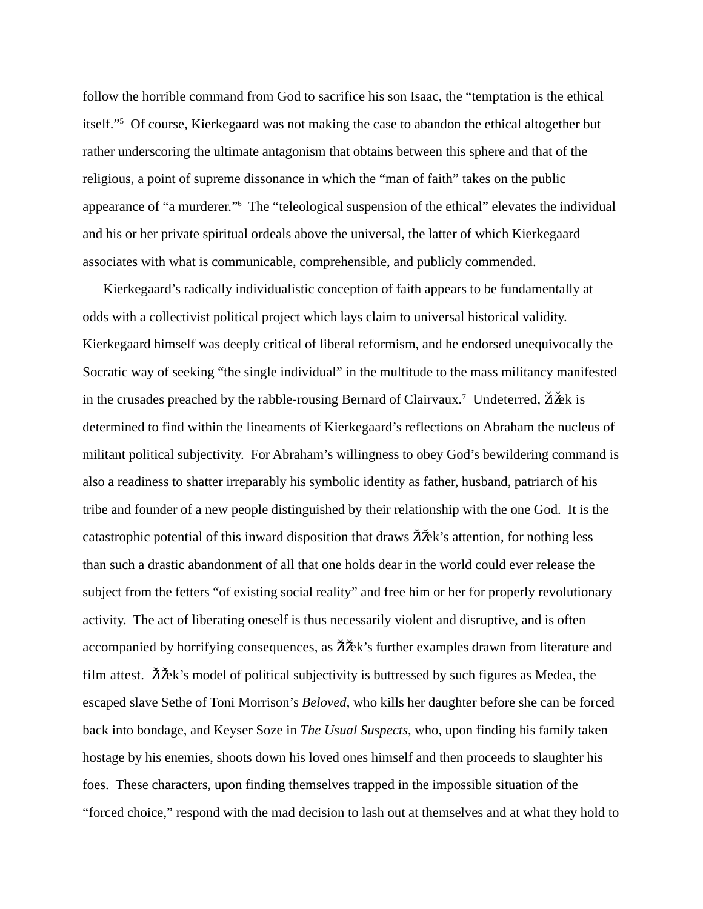follow the horrible command from God to sacrifice his son Isaac, the "temptation is the ethical itself."[5] Of course, Kierkegaard was not making the case to abandon the ethical altogether but rather underscoring the ultimate antagonism that obtains between this sphere and that of the religious, a point of supreme dissonance in which the "man of faith" takes on the public appearance of "a murderer."[6] The "teleological suspension of the ethical" elevates the individual and his or her private spiritual ordeals above the universal, the latter of which Kierkegaard associates with what is communicable, comprehensible, and publicly commended.

Kierkegaard's radically individualistic conception of faith appears to be fundamentally at odds with a collectivist political project which lays claim to universal historical validity. Kierkegaard himself was deeply critical of liberal reformism, and he endorsed unequivocally the Socratic way of seeking "the single individual" in the multitude to the mass militancy manifested in the crusades preached by the rabble-rousing Bernard of Clairvaux.[7] Undeterred, Žižek is determined to find within the lineaments of Kierkegaard's reflections on Abraham the nucleus of militant political subjectivity. For Abraham's willingness to obey God's bewildering command is also a readiness to shatter irreparably his symbolic identity as father, husband, patriarch of his tribe and founder of a new people distinguished by their relationship with the one God. It is the catastrophic potential of this inward disposition that draws Žižek's attention, for nothing less than such a drastic abandonment of all that one holds dear in the world could ever release the subject from the fetters "of existing social reality" and free him or her for properly revolutionary activity. The act of liberating oneself is thus necessarily violent and disruptive, and is often accompanied by horrifying consequences, as Žižek's further examples drawn from literature and film attest. Žižek's model of political subjectivity is buttressed by such figures as Medea, the escaped slave Sethe of Toni Morrison's *Beloved*, who kills her daughter before she can be forced back into bondage, and Keyser Soze in *The Usual Suspects*, who, upon finding his family taken hostage by his enemies, shoots down his loved ones himself and then proceeds to slaughter his foes. These characters, upon finding themselves trapped in the impossible situation of the "forced choice," respond with the mad decision to lash out at themselves and at what they hold to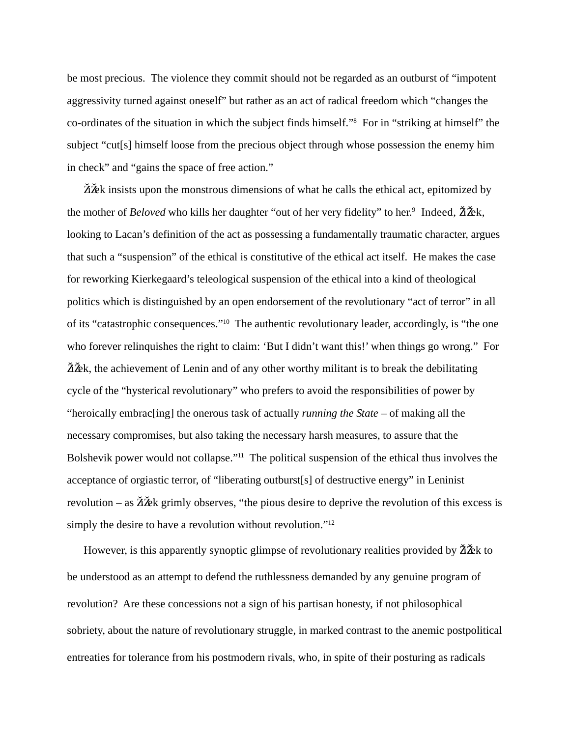be most precious. The violence they commit should not be regarded as an outburst of "impotent aggressivity turned against oneself" but rather as an act of radical freedom which "changes the co-ordinates of the situation in which the subject finds himself."[8] For in "striking at himself" the subject "cut[s] himself loose from the precious object through whose possession the enemy him in check" and "gains the space of free action."

ŽiŽek insists upon the monstrous dimensions of what he calls the ethical act, epitomized by the mother of *Beloved* who kills her daughter "out of her very fidelity" to her.[9] Indeed, ŽiŽek, looking to Lacan's definition of the act as possessing a fundamentally traumatic character, argues that such a "suspension" of the ethical is constitutive of the ethical act itself. He makes the case for reworking Kierkegaard's teleological suspension of the ethical into a kind of theological politics which is distinguished by an open endorsement of the revolutionary "act of terror" in all of its "catastrophic consequences."[10] The authentic revolutionary leader, accordingly, is "the one who forever relinquishes the right to claim: 'But I didn't want this!' when things go wrong." For ŽiŽek, the achievement of Lenin and of any other worthy militant is to break the debilitating cycle of the "hysterical revolutionary" who prefers to avoid the responsibilities of power by "heroically embrac[ing] the onerous task of actually *running the State* – of making all the necessary compromises, but also taking the necessary harsh measures, to assure that the Bolshevik power would not collapse."[11] The political suspension of the ethical thus involves the acceptance of orgiastic terror, of "liberating outburst[s] of destructive energy" in Leninist revolution – as ŽiŽek grimly observes, "the pious desire to deprive the revolution of this excess is simply the desire to have a revolution without revolution."[12]

However, is this apparently synoptic glimpse of revolutionary realities provided by ŽiŽek to be understood as an attempt to defend the ruthlessness demanded by any genuine program of revolution? Are these concessions not a sign of his partisan honesty, if not philosophical sobriety, about the nature of revolutionary struggle, in marked contrast to the anemic postpolitical entreaties for tolerance from his postmodern rivals, who, in spite of their posturing as radicals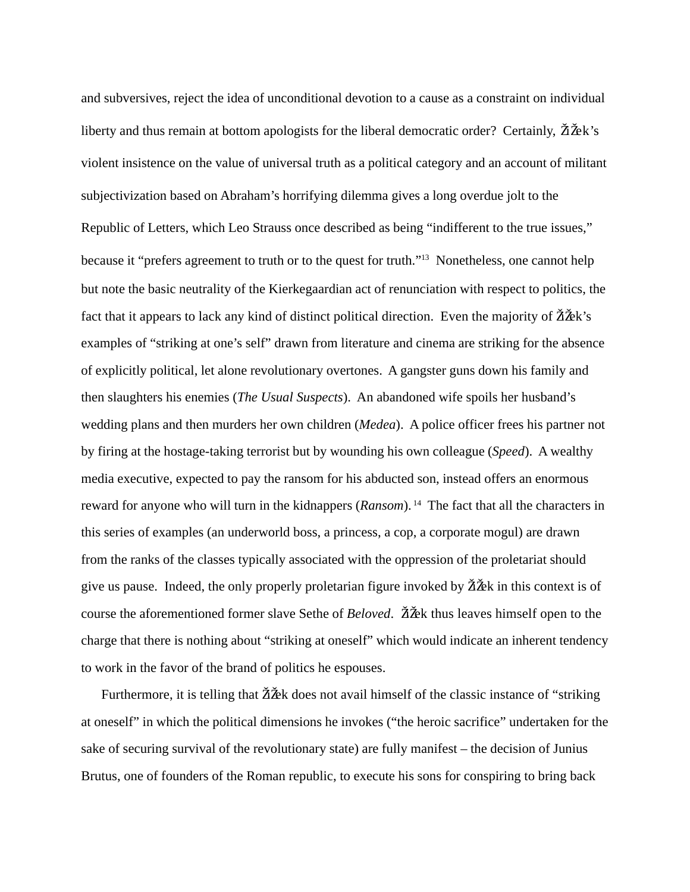and subversives, reject the idea of unconditional devotion to a cause as a constraint on individual liberty and thus remain at bottom apologists for the liberal democratic order? Certainly, ŽiŽek's violent insistence on the value of universal truth as a political category and an account of militant subjectivization based on Abraham's horrifying dilemma gives a long overdue jolt to the Republic of Letters, which Leo Strauss once described as being "indifferent to the true issues," because it "prefers agreement to truth or to the quest for truth."[13] Nonetheless, one cannot help but note the basic neutrality of the Kierkegaardian act of renunciation with respect to politics, the fact that it appears to lack any kind of distinct political direction. Even the majority of ŽiŽek's examples of "striking at one's self" drawn from literature and cinema are striking for the absence of explicitly political, let alone revolutionary overtones. A gangster guns down his family and then slaughters his enemies (*The Usual Suspects*). An abandoned wife spoils her husband's wedding plans and then murders her own children (*Medea*). A police officer frees his partner not by firing at the hostage-taking terrorist but by wounding his own colleague (*Speed*). A wealthy media executive, expected to pay the ransom for his abducted son, instead offers an enormous reward for anyone who will turn in the kidnappers (*Ransom*).[14] The fact that all the characters in this series of examples (an underworld boss, a princess, a cop, a corporate mogul) are drawn from the ranks of the classes typically associated with the oppression of the proletariat should give us pause. Indeed, the only properly proletarian figure invoked by ŽiŽek in this context is of course the aforementioned former slave Sethe of *Beloved*. ŽiŽek thus leaves himself open to the charge that there is nothing about "striking at oneself" which would indicate an inherent tendency to work in the favor of the brand of politics he espouses.

Furthermore, it is telling that ŽiŽek does not avail himself of the classic instance of "striking at oneself" in which the political dimensions he invokes ("the heroic sacrifice" undertaken for the sake of securing survival of the revolutionary state) are fully manifest – the decision of Junius Brutus, one of founders of the Roman republic, to execute his sons for conspiring to bring back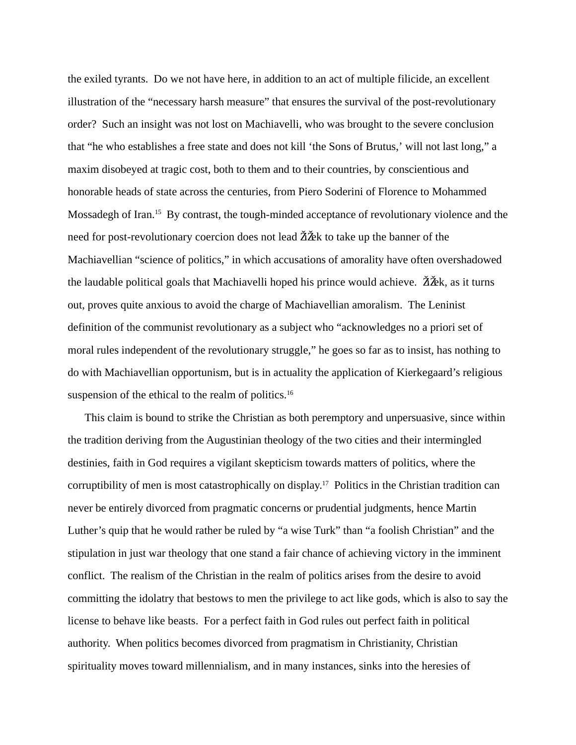the exiled tyrants. Do we not have here, in addition to an act of multiple filicide, an excellent illustration of the "necessary harsh measure" that ensures the survival of the post-revolutionary order? Such an insight was not lost on Machiavelli, who was brought to the severe conclusion that "he who establishes a free state and does not kill 'the Sons of Brutus,' will not last long," a maxim disobeyed at tragic cost, both to them and to their countries, by conscientious and honorable heads of state across the centuries, from Piero Soderini of Florence to Mohammed Mossadegh of Iran.[15] By contrast, the tough-minded acceptance of revolutionary violence and the need for post-revolutionary coercion does not lead Žižek to take up the banner of the Machiavellian "science of politics," in which accusations of amorality have often overshadowed the laudable political goals that Machiavelli hoped his prince would achieve. Žižek, as it turns out, proves quite anxious to avoid the charge of Machiavellian amoralism. The Leninist definition of the communist revolutionary as a subject who "acknowledges no a priori set of moral rules independent of the revolutionary struggle," he goes so far as to insist, has nothing to do with Machiavellian opportunism, but is in actuality the application of Kierkegaard's religious suspension of the ethical to the realm of politics.[16]

This claim is bound to strike the Christian as both peremptory and unpersuasive, since within the tradition deriving from the Augustinian theology of the two cities and their intermingled destinies, faith in God requires a vigilant skepticism towards matters of politics, where the corruptibility of men is most catastrophically on display.[17] Politics in the Christian tradition can never be entirely divorced from pragmatic concerns or prudential judgments, hence Martin Luther's quip that he would rather be ruled by "a wise Turk" than "a foolish Christian" and the stipulation in just war theology that one stand a fair chance of achieving victory in the imminent conflict. The realism of the Christian in the realm of politics arises from the desire to avoid committing the idolatry that bestows to men the privilege to act like gods, which is also to say the license to behave like beasts. For a perfect faith in God rules out perfect faith in political authority. When politics becomes divorced from pragmatism in Christianity, Christian spirituality moves toward millennialism, and in many instances, sinks into the heresies of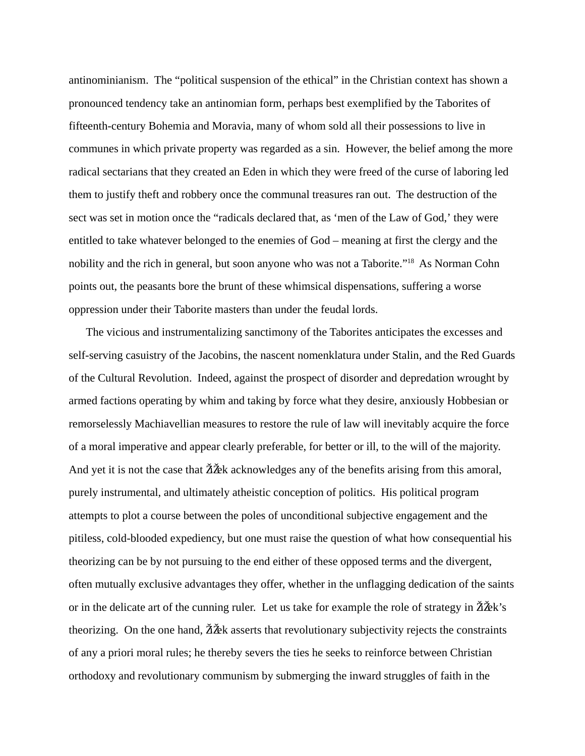antinominianism. The “political suspension of the ethical” in the Christian context has shown a pronounced tendency take an antinomian form, perhaps best exemplified by the Taborites of fifteenth-century Bohemia and Moravia, many of whom sold all their possessions to live in communes in which private property was regarded as a sin. However, the belief among the more radical sectarians that they created an Eden in which they were freed of the curse of laboring led them to justify theft and robbery once the communal treasures ran out. The destruction of the sect was set in motion once the “radicals declared that, as ‘men of the Law of God,’ they were entitled to take whatever belonged to the enemies of God – meaning at first the clergy and the nobility and the rich in general, but soon anyone who was not a Taborite.”[18] As Norman Cohn points out, the peasants bore the brunt of these whimsical dispensations, suffering a worse oppression under their Taborite masters than under the feudal lords.

The vicious and instrumentalizing sanctimony of the Taborites anticipates the excesses and self-serving casuistry of the Jacobins, the nascent nomenklatura under Stalin, and the Red Guards of the Cultural Revolution. Indeed, against the prospect of disorder and depredation wrought by armed factions operating by whim and taking by force what they desire, anxiously Hobbesian or remorselessly Machiavellian measures to restore the rule of law will inevitably acquire the force of a moral imperative and appear clearly preferable, for better or ill, to the will of the majority. And yet it is not the case that ŽiŽek acknowledges any of the benefits arising from this amoral, purely instrumental, and ultimately atheistic conception of politics. His political program attempts to plot a course between the poles of unconditional subjective engagement and the pitiless, cold-blooded expediency, but one must raise the question of what how consequential his theorizing can be by not pursuing to the end either of these opposed terms and the divergent, often mutually exclusive advantages they offer, whether in the unflagging dedication of the saints or in the delicate art of the cunning ruler. Let us take for example the role of strategy in ŽiŽek’s theorizing. On the one hand, ŽiŽek asserts that revolutionary subjectivity rejects the constraints of any a priori moral rules; he thereby severs the ties he seeks to reinforce between Christian orthodoxy and revolutionary communism by submerging the inward struggles of faith in the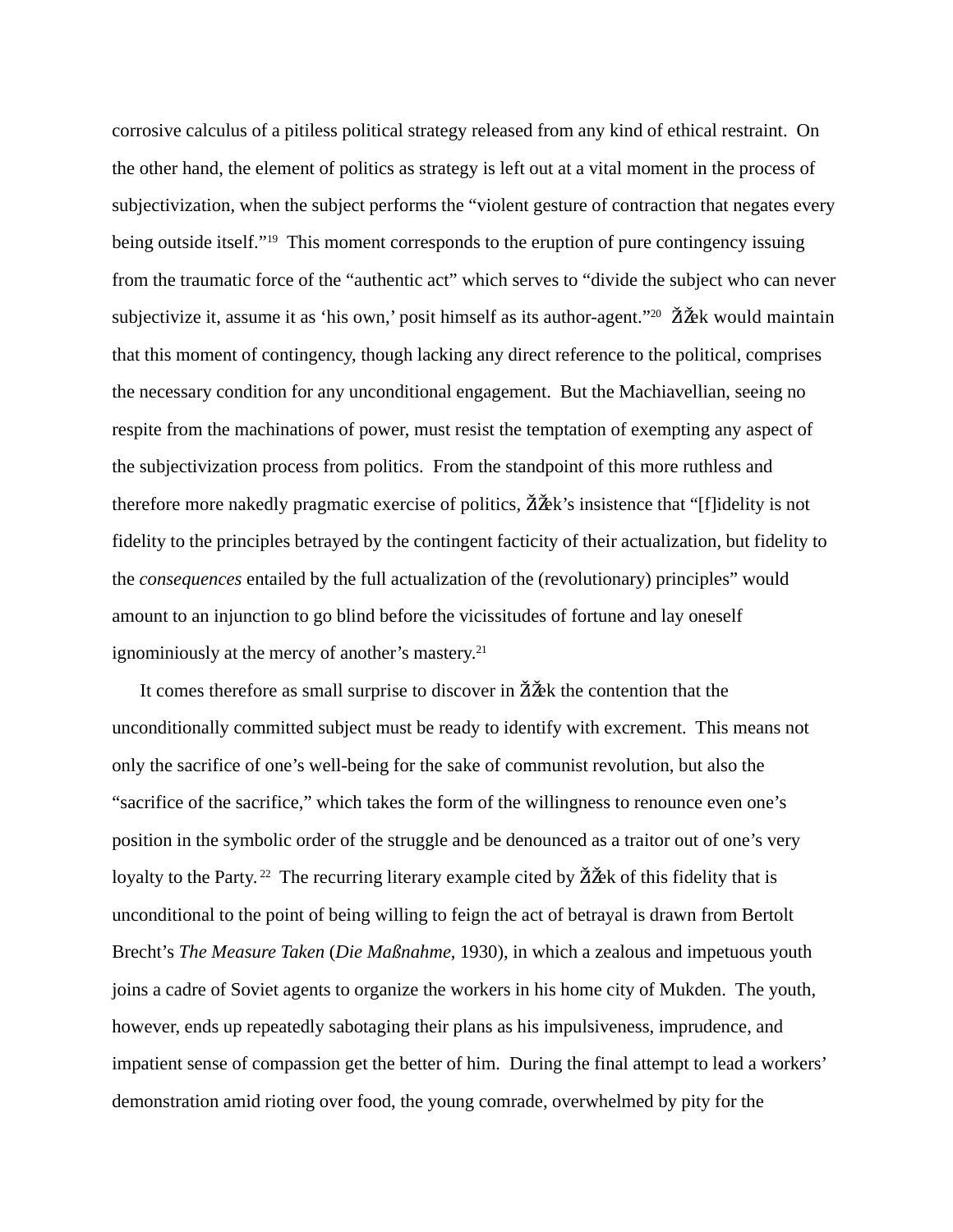corrosive calculus of a pitiless political strategy released from any kind of ethical restraint. On the other hand, the element of politics as strategy is left out at a vital moment in the process of subjectivization, when the subject performs the "violent gesture of contraction that negates every being outside itself."[19] This moment corresponds to the eruption of pure contingency issuing from the traumatic force of the "authentic act" which serves to "divide the subject who can never subjectivize it, assume it as 'his own,' posit himself as its author-agent."[20] ŽiŽek would maintain that this moment of contingency, though lacking any direct reference to the political, comprises the necessary condition for any unconditional engagement. But the Machiavellian, seeing no respite from the machinations of power, must resist the temptation of exempting any aspect of the subjectivization process from politics. From the standpoint of this more ruthless and therefore more nakedly pragmatic exercise of politics, ŽiŽek's insistence that "[f]idelity is not fidelity to the principles betrayed by the contingent facticity of their actualization, but fidelity to the *consequences* entailed by the full actualization of the (revolutionary) principles" would amount to an injunction to go blind before the vicissitudes of fortune and lay oneself ignominiously at the mercy of another's mastery.[21]

It comes therefore as small surprise to discover in ŽiŽek the contention that the unconditionally committed subject must be ready to identify with excrement. This means not only the sacrifice of one's well-being for the sake of communist revolution, but also the "sacrifice of the sacrifice," which takes the form of the willingness to renounce even one's position in the symbolic order of the struggle and be denounced as a traitor out of one's very loyalty to the Party.[22] The recurring literary example cited by ŽiŽek of this fidelity that is unconditional to the point of being willing to feign the act of betrayal is drawn from Bertolt Brecht's *The Measure Taken* (*Die Maßnahme*, 1930), in which a zealous and impetuous youth joins a cadre of Soviet agents to organize the workers in his home city of Mukden. The youth, however, ends up repeatedly sabotaging their plans as his impulsiveness, imprudence, and impatient sense of compassion get the better of him. During the final attempt to lead a workers' demonstration amid rioting over food, the young comrade, overwhelmed by pity for the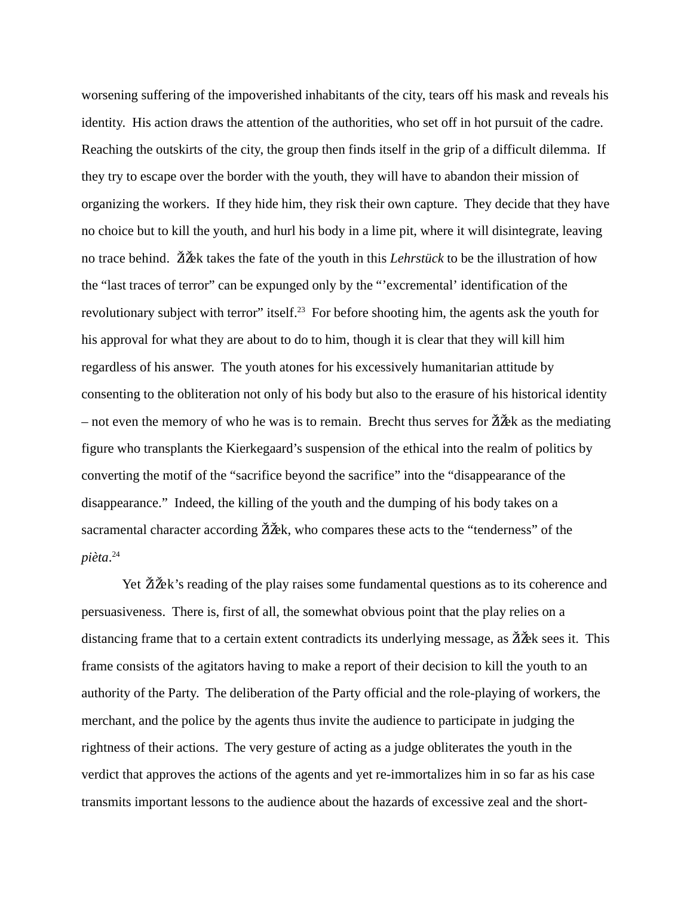worsening suffering of the impoverished inhabitants of the city, tears off his mask and reveals his identity. His action draws the attention of the authorities, who set off in hot pursuit of the cadre. Reaching the outskirts of the city, the group then finds itself in the grip of a difficult dilemma. If they try to escape over the border with the youth, they will have to abandon their mission of organizing the workers. If they hide him, they risk their own capture. They decide that they have no choice but to kill the youth, and hurl his body in a lime pit, where it will disintegrate, leaving no trace behind. ŽiŽek takes the fate of the youth in this *Lehrstück* to be the illustration of how the "last traces of terror" can be expunged only by the "'excremental' identification of the revolutionary subject with terror" itself.[23] For before shooting him, the agents ask the youth for his approval for what they are about to do to him, though it is clear that they will kill him regardless of his answer. The youth atones for his excessively humanitarian attitude by consenting to the obliteration not only of his body but also to the erasure of his historical identity – not even the memory of who he was is to remain. Brecht thus serves for ŽiŽek as the mediating figure who transplants the Kierkegaard's suspension of the ethical into the realm of politics by converting the motif of the "sacrifice beyond the sacrifice" into the "disappearance of the disappearance." Indeed, the killing of the youth and the dumping of his body takes on a sacramental character according ŽiŽek, who compares these acts to the "tenderness" of the *pièta*.[24]

Yet ŽiŽek's reading of the play raises some fundamental questions as to its coherence and persuasiveness. There is, first of all, the somewhat obvious point that the play relies on a distancing frame that to a certain extent contradicts its underlying message, as ŽiŽek sees it. This frame consists of the agitators having to make a report of their decision to kill the youth to an authority of the Party. The deliberation of the Party official and the role-playing of workers, the merchant, and the police by the agents thus invite the audience to participate in judging the rightness of their actions. The very gesture of acting as a judge obliterates the youth in the verdict that approves the actions of the agents and yet re-immortalizes him in so far as his case transmits important lessons to the audience about the hazards of excessive zeal and the short-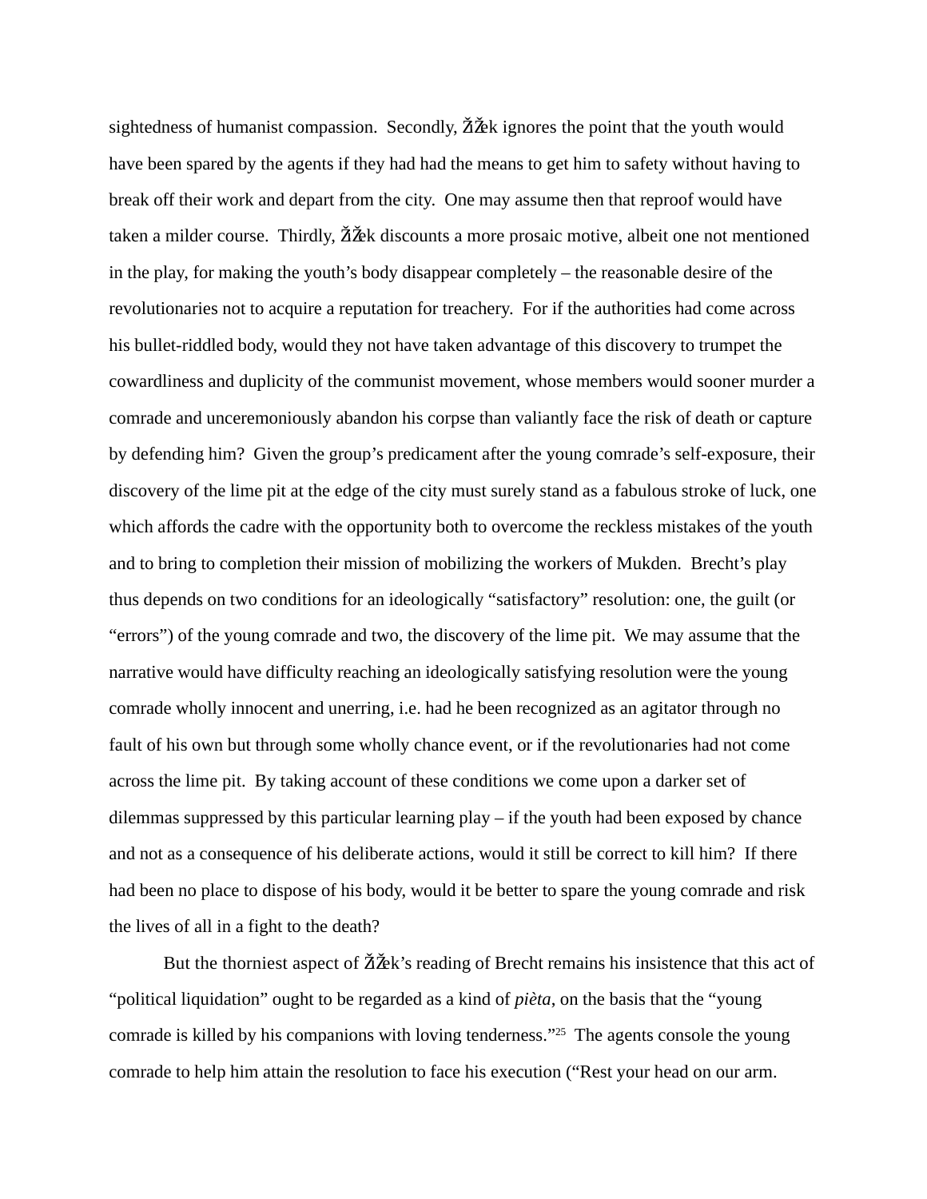sightedness of humanist compassion. Secondly, ŽiŽek ignores the point that the youth would have been spared by the agents if they had had the means to get him to safety without having to break off their work and depart from the city. One may assume then that reproof would have taken a milder course. Thirdly, ŽiŽek discounts a more prosaic motive, albeit one not mentioned in the play, for making the youth's body disappear completely – the reasonable desire of the revolutionaries not to acquire a reputation for treachery. For if the authorities had come across his bullet-riddled body, would they not have taken advantage of this discovery to trumpet the cowardliness and duplicity of the communist movement, whose members would sooner murder a comrade and unceremoniously abandon his corpse than valiantly face the risk of death or capture by defending him? Given the group's predicament after the young comrade's self-exposure, their discovery of the lime pit at the edge of the city must surely stand as a fabulous stroke of luck, one which affords the cadre with the opportunity both to overcome the reckless mistakes of the youth and to bring to completion their mission of mobilizing the workers of Mukden. Brecht's play thus depends on two conditions for an ideologically "satisfactory" resolution: one, the guilt (or "errors") of the young comrade and two, the discovery of the lime pit. We may assume that the narrative would have difficulty reaching an ideologically satisfying resolution were the young comrade wholly innocent and unerring, i.e. had he been recognized as an agitator through no fault of his own but through some wholly chance event, or if the revolutionaries had not come across the lime pit. By taking account of these conditions we come upon a darker set of dilemmas suppressed by this particular learning play – if the youth had been exposed by chance and not as a consequence of his deliberate actions, would it still be correct to kill him? If there had been no place to dispose of his body, would it be better to spare the young comrade and risk the lives of all in a fight to the death?

But the thorniest aspect of ŽiŽek's reading of Brecht remains his insistence that this act of "political liquidation" ought to be regarded as a kind of *pièta*, on the basis that the "young comrade is killed by his companions with loving tenderness."[25] The agents console the young comrade to help him attain the resolution to face his execution ("Rest your head on our arm.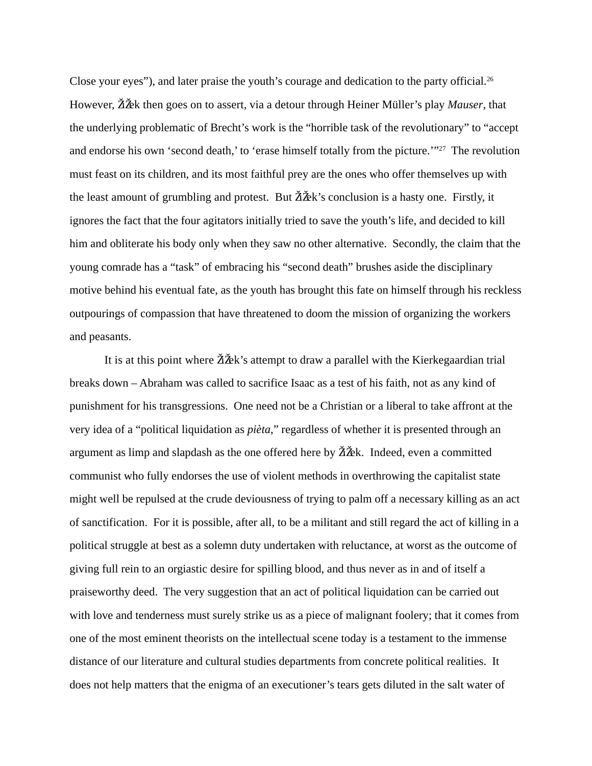Close your eyes"), and later praise the youth's courage and dedication to the party official.[26] However, Žižek then goes on to assert, via a detour through Heiner Müller's play *Mauser*, that the underlying problematic of Brecht's work is the "horrible task of the revolutionary" to "accept and endorse his own 'second death,' to 'erase himself totally from the picture.'"[27] The revolution must feast on its children, and its most faithful prey are the ones who offer themselves up with the least amount of grumbling and protest. But Žižek's conclusion is a hasty one. Firstly, it ignores the fact that the four agitators initially tried to save the youth's life, and decided to kill him and obliterate his body only when they saw no other alternative. Secondly, the claim that the young comrade has a "task" of embracing his "second death" brushes aside the disciplinary motive behind his eventual fate, as the youth has brought this fate on himself through his reckless outpourings of compassion that have threatened to doom the mission of organizing the workers and peasants.

It is at this point where Žižek's attempt to draw a parallel with the Kierkegaardian trial breaks down – Abraham was called to sacrifice Isaac as a test of his faith, not as any kind of punishment for his transgressions. One need not be a Christian or a liberal to take affront at the very idea of a "political liquidation as *pièta*," regardless of whether it is presented through an argument as limp and slapdash as the one offered here by Žižek. Indeed, even a committed communist who fully endorses the use of violent methods in overthrowing the capitalist state might well be repulsed at the crude deviousness of trying to palm off a necessary killing as an act of sanctification. For it is possible, after all, to be a militant and still regard the act of killing in a political struggle at best as a solemn duty undertaken with reluctance, at worst as the outcome of giving full rein to an orgiastic desire for spilling blood, and thus never as in and of itself a praiseworthy deed. The very suggestion that an act of political liquidation can be carried out with love and tenderness must surely strike us as a piece of malignant foolery; that it comes from one of the most eminent theorists on the intellectual scene today is a testament to the immense distance of our literature and cultural studies departments from concrete political realities. It does not help matters that the enigma of an executioner's tears gets diluted in the salt water of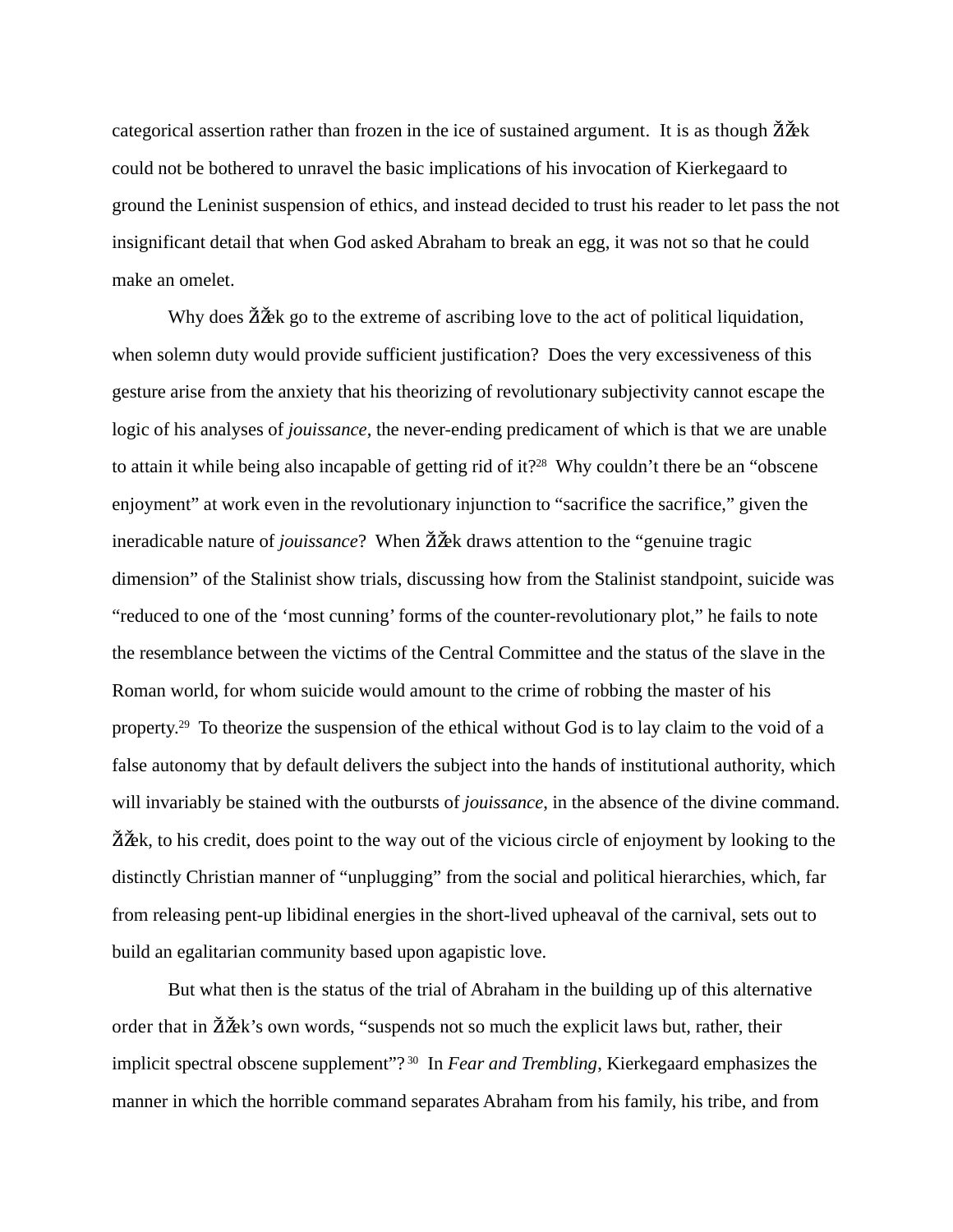categorical assertion rather than frozen in the ice of sustained argument. It is as though Žižek could not be bothered to unravel the basic implications of his invocation of Kierkegaard to ground the Leninist suspension of ethics, and instead decided to trust his reader to let pass the not insignificant detail that when God asked Abraham to break an egg, it was not so that he could make an omelet.

Why does Žižek go to the extreme of ascribing love to the act of political liquidation, when solemn duty would provide sufficient justification? Does the very excessiveness of this gesture arise from the anxiety that his theorizing of revolutionary subjectivity cannot escape the logic of his analyses of *jouissance*, the never-ending predicament of which is that we are unable to attain it while being also incapable of getting rid of it?[28] Why couldn't there be an "obscene enjoyment" at work even in the revolutionary injunction to "sacrifice the sacrifice," given the ineradicable nature of *jouissance*? When Žižek draws attention to the "genuine tragic dimension" of the Stalinist show trials, discussing how from the Stalinist standpoint, suicide was "reduced to one of the 'most cunning' forms of the counter-revolutionary plot," he fails to note the resemblance between the victims of the Central Committee and the status of the slave in the Roman world, for whom suicide would amount to the crime of robbing the master of his property.[29] To theorize the suspension of the ethical without God is to lay claim to the void of a false autonomy that by default delivers the subject into the hands of institutional authority, which will invariably be stained with the outbursts of *jouissance*, in the absence of the divine command. Žižek, to his credit, does point to the way out of the vicious circle of enjoyment by looking to the distinctly Christian manner of "unplugging" from the social and political hierarchies, which, far from releasing pent-up libidinal energies in the short-lived upheaval of the carnival, sets out to build an egalitarian community based upon agapistic love.

But what then is the status of the trial of Abraham in the building up of this alternative order that in Žižek's own words, "suspends not so much the explicit laws but, rather, their implicit spectral obscene supplement"?[30] In *Fear and Trembling*, Kierkegaard emphasizes the manner in which the horrible command separates Abraham from his family, his tribe, and from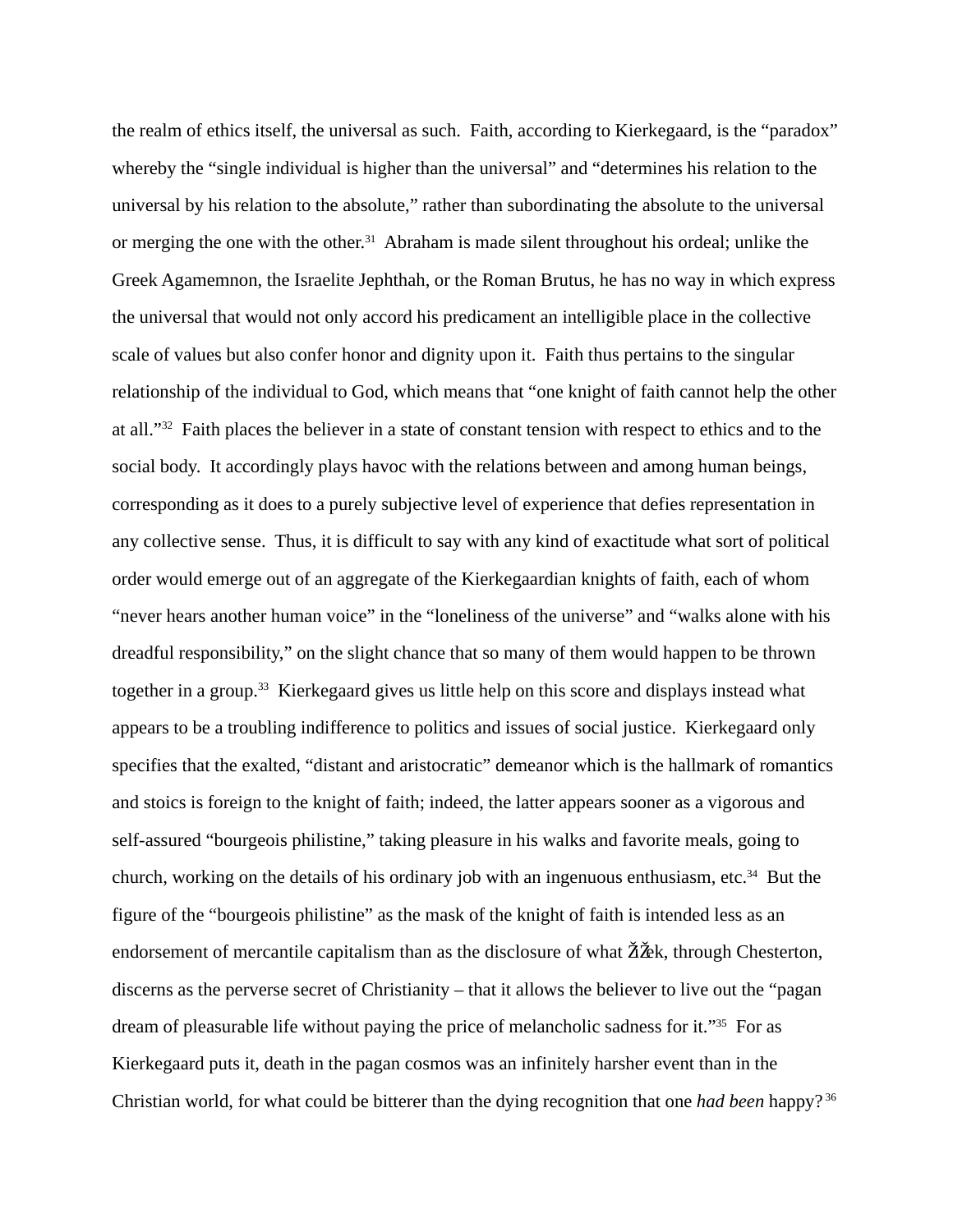the realm of ethics itself, the universal as such. Faith, according to Kierkegaard, is the "paradox" whereby the "single individual is higher than the universal" and "determines his relation to the universal by his relation to the absolute," rather than subordinating the absolute to the universal or merging the one with the other.[31] Abraham is made silent throughout his ordeal; unlike the Greek Agamemnon, the Israelite Jephthah, or the Roman Brutus, he has no way in which express the universal that would not only accord his predicament an intelligible place in the collective scale of values but also confer honor and dignity upon it. Faith thus pertains to the singular relationship of the individual to God, which means that "one knight of faith cannot help the other at all."[32] Faith places the believer in a state of constant tension with respect to ethics and to the social body. It accordingly plays havoc with the relations between and among human beings, corresponding as it does to a purely subjective level of experience that defies representation in any collective sense. Thus, it is difficult to say with any kind of exactitude what sort of political order would emerge out of an aggregate of the Kierkegaardian knights of faith, each of whom "never hears another human voice" in the "loneliness of the universe" and "walks alone with his dreadful responsibility," on the slight chance that so many of them would happen to be thrown together in a group.[33] Kierkegaard gives us little help on this score and displays instead what appears to be a troubling indifference to politics and issues of social justice. Kierkegaard only specifies that the exalted, "distant and aristocratic" demeanor which is the hallmark of romantics and stoics is foreign to the knight of faith; indeed, the latter appears sooner as a vigorous and self-assured "bourgeois philistine," taking pleasure in his walks and favorite meals, going to church, working on the details of his ordinary job with an ingenuous enthusiasm, etc.[34] But the figure of the "bourgeois philistine" as the mask of the knight of faith is intended less as an endorsement of mercantile capitalism than as the disclosure of what Žižek, through Chesterton, discerns as the perverse secret of Christianity – that it allows the believer to live out the "pagan dream of pleasurable life without paying the price of melancholic sadness for it."[35] For as Kierkegaard puts it, death in the pagan cosmos was an infinitely harsher event than in the Christian world, for what could be bitterer than the dying recognition that one *had been* happy?[36]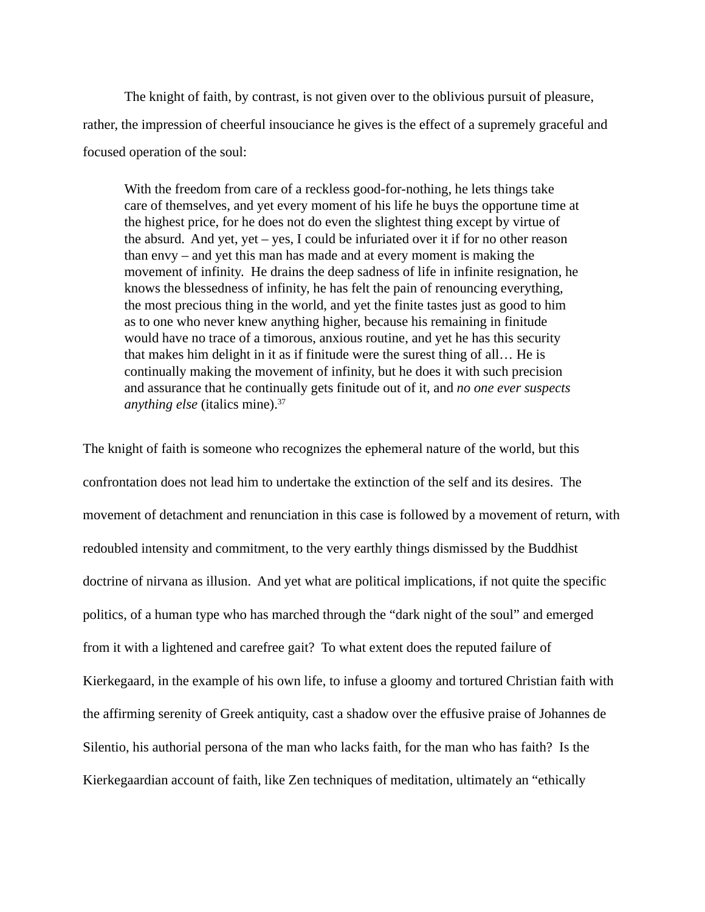The knight of faith, by contrast, is not given over to the oblivious pursuit of pleasure, rather, the impression of cheerful insouciance he gives is the effect of a supremely graceful and focused operation of the soul:

> With the freedom from care of a reckless good-for-nothing, he lets things take care of themselves, and yet every moment of his life he buys the opportune time at the highest price, for he does not do even the slightest thing except by virtue of the absurd. And yet, yet – yes, I could be infuriated over it if for no other reason than envy – and yet this man has made and at every moment is making the movement of infinity. He drains the deep sadness of life in infinite resignation, he knows the blessedness of infinity, he has felt the pain of renouncing everything, the most precious thing in the world, and yet the finite tastes just as good to him as to one who never knew anything higher, because his remaining in finitude would have no trace of a timorous, anxious routine, and yet he has this security that makes him delight in it as if finitude were the surest thing of all… He is continually making the movement of infinity, but he does it with such precision and assurance that he continually gets finitude out of it, and *no one ever suspects anything else* (italics mine).[37]

The knight of faith is someone who recognizes the ephemeral nature of the world, but this confrontation does not lead him to undertake the extinction of the self and its desires. The movement of detachment and renunciation in this case is followed by a movement of return, with redoubled intensity and commitment, to the very earthly things dismissed by the Buddhist doctrine of nirvana as illusion. And yet what are political implications, if not quite the specific politics, of a human type who has marched through the "dark night of the soul" and emerged from it with a lightened and carefree gait? To what extent does the reputed failure of Kierkegaard, in the example of his own life, to infuse a gloomy and tortured Christian faith with the affirming serenity of Greek antiquity, cast a shadow over the effusive praise of Johannes de Silentio, his authorial persona of the man who lacks faith, for the man who has faith? Is the Kierkegaardian account of faith, like Zen techniques of meditation, ultimately an "ethically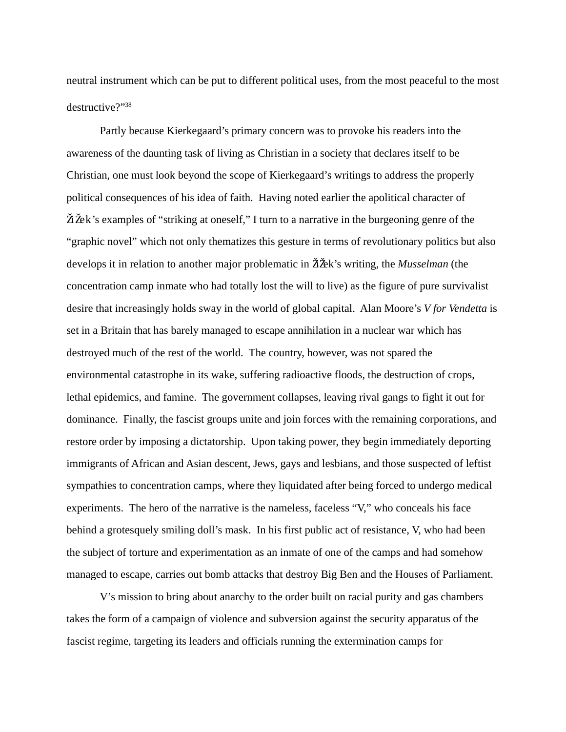neutral instrument which can be put to different political uses, from the most peaceful to the most destructive?"[38]

Partly because Kierkegaard's primary concern was to provoke his readers into the awareness of the daunting task of living as Christian in a society that declares itself to be Christian, one must look beyond the scope of Kierkegaard's writings to address the properly political consequences of his idea of faith. Having noted earlier the apolitical character of Žižek's examples of "striking at oneself," I turn to a narrative in the burgeoning genre of the "graphic novel" which not only thematizes this gesture in terms of revolutionary politics but also develops it in relation to another major problematic in Žižek's writing, the *Musselman* (the concentration camp inmate who had totally lost the will to live) as the figure of pure survivalist desire that increasingly holds sway in the world of global capital. Alan Moore's *V for Vendetta* is set in a Britain that has barely managed to escape annihilation in a nuclear war which has destroyed much of the rest of the world. The country, however, was not spared the environmental catastrophe in its wake, suffering radioactive floods, the destruction of crops, lethal epidemics, and famine. The government collapses, leaving rival gangs to fight it out for dominance. Finally, the fascist groups unite and join forces with the remaining corporations, and restore order by imposing a dictatorship. Upon taking power, they begin immediately deporting immigrants of African and Asian descent, Jews, gays and lesbians, and those suspected of leftist sympathies to concentration camps, where they liquidated after being forced to undergo medical experiments. The hero of the narrative is the nameless, faceless "V," who conceals his face behind a grotesquely smiling doll's mask. In his first public act of resistance, V, who had been the subject of torture and experimentation as an inmate of one of the camps and had somehow managed to escape, carries out bomb attacks that destroy Big Ben and the Houses of Parliament.

V's mission to bring about anarchy to the order built on racial purity and gas chambers takes the form of a campaign of violence and subversion against the security apparatus of the fascist regime, targeting its leaders and officials running the extermination camps for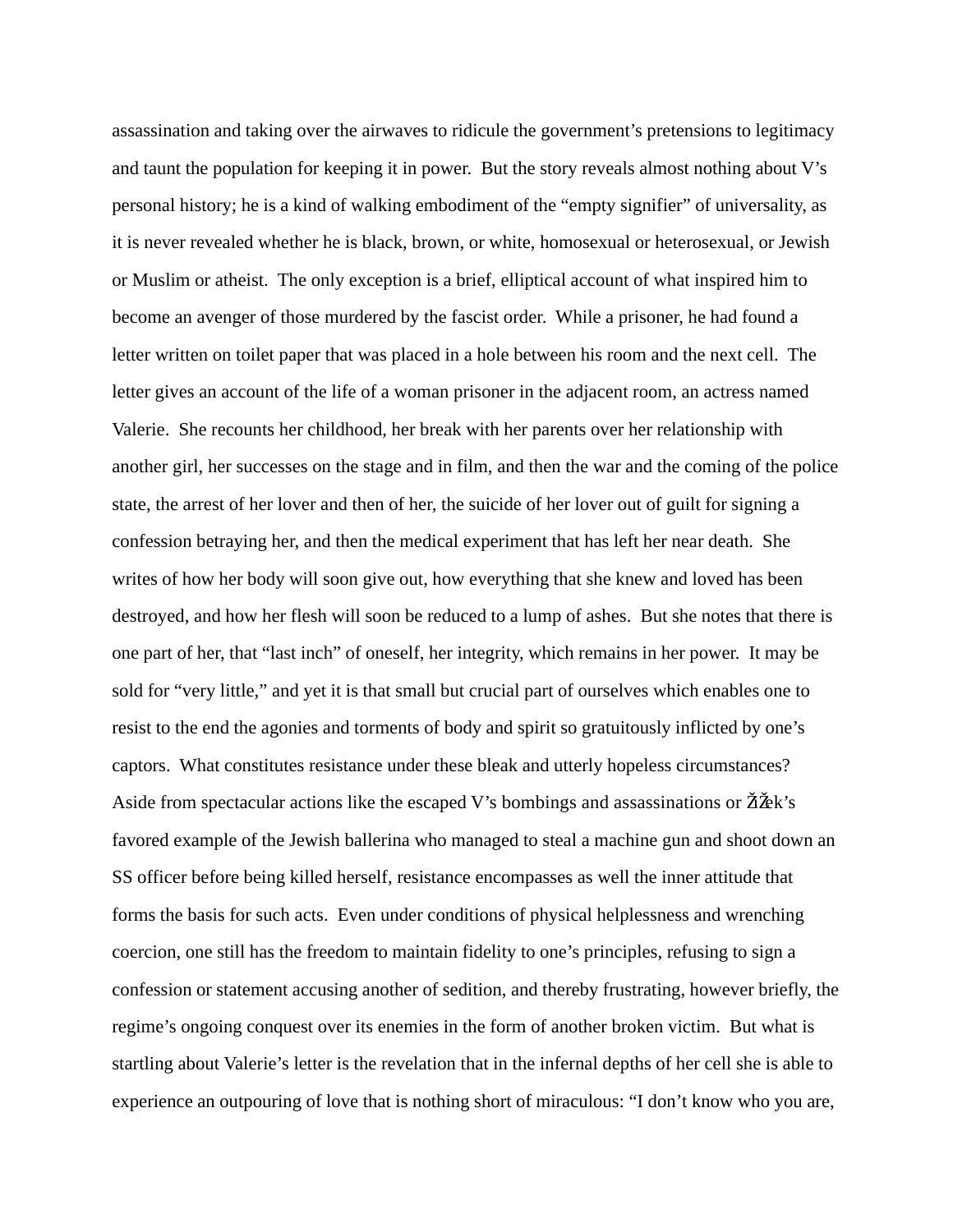assassination and taking over the airwaves to ridicule the government's pretensions to legitimacy and taunt the population for keeping it in power. But the story reveals almost nothing about V's personal history; he is a kind of walking embodiment of the "empty signifier" of universality, as it is never revealed whether he is black, brown, or white, homosexual or heterosexual, or Jewish or Muslim or atheist. The only exception is a brief, elliptical account of what inspired him to become an avenger of those murdered by the fascist order. While a prisoner, he had found a letter written on toilet paper that was placed in a hole between his room and the next cell. The letter gives an account of the life of a woman prisoner in the adjacent room, an actress named Valerie. She recounts her childhood, her break with her parents over her relationship with another girl, her successes on the stage and in film, and then the war and the coming of the police state, the arrest of her lover and then of her, the suicide of her lover out of guilt for signing a confession betraying her, and then the medical experiment that has left her near death. She writes of how her body will soon give out, how everything that she knew and loved has been destroyed, and how her flesh will soon be reduced to a lump of ashes. But she notes that there is one part of her, that "last inch" of oneself, her integrity, which remains in her power. It may be sold for "very little," and yet it is that small but crucial part of ourselves which enables one to resist to the end the agonies and torments of body and spirit so gratuitously inflicted by one's captors. What constitutes resistance under these bleak and utterly hopeless circumstances? Aside from spectacular actions like the escaped V's bombings and assassinations or ŽiŽek's favored example of the Jewish ballerina who managed to steal a machine gun and shoot down an SS officer before being killed herself, resistance encompasses as well the inner attitude that forms the basis for such acts. Even under conditions of physical helplessness and wrenching coercion, one still has the freedom to maintain fidelity to one's principles, refusing to sign a confession or statement accusing another of sedition, and thereby frustrating, however briefly, the regime's ongoing conquest over its enemies in the form of another broken victim. But what is startling about Valerie's letter is the revelation that in the infernal depths of her cell she is able to experience an outpouring of love that is nothing short of miraculous: "I don't know who you are,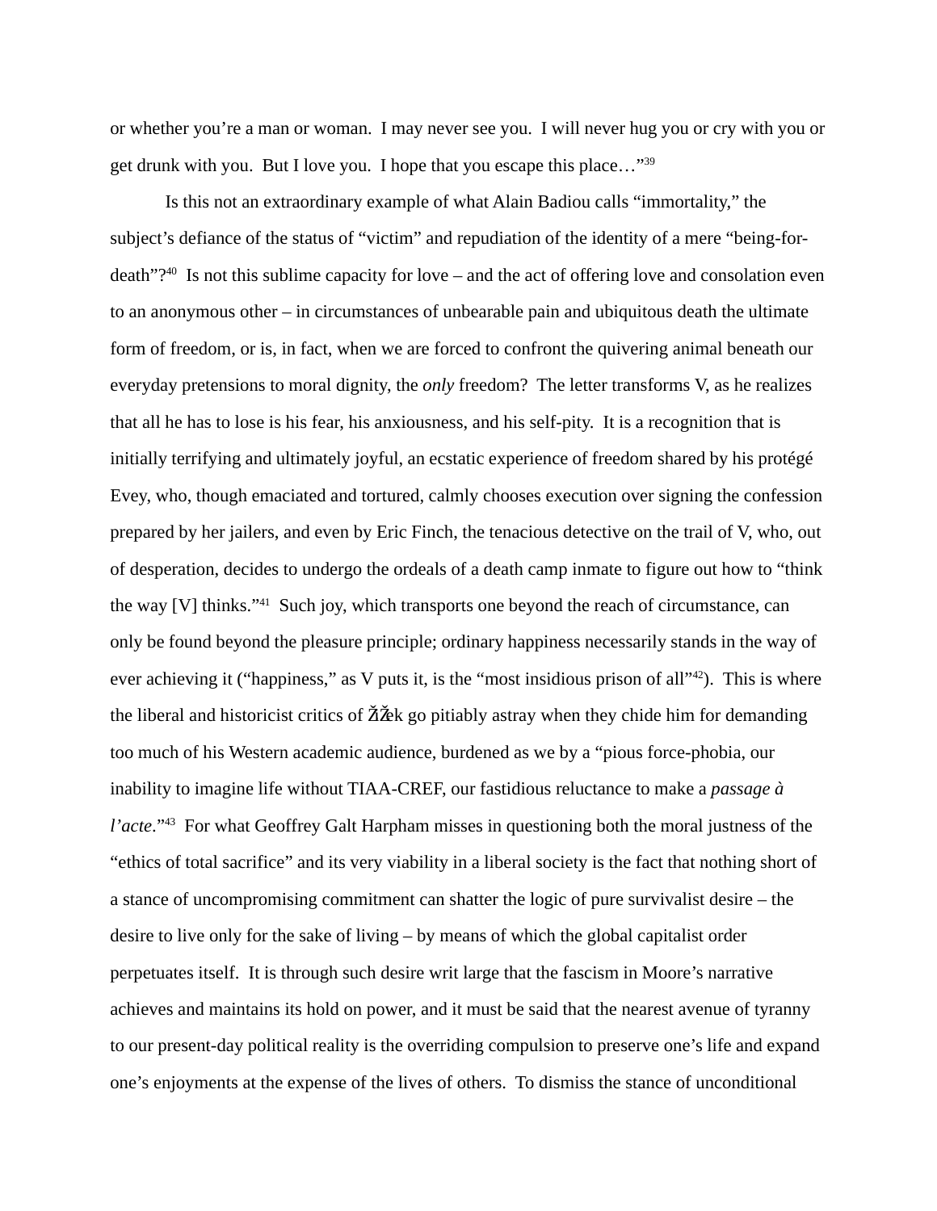or whether you're a man or woman. I may never see you. I will never hug you or cry with you or get drunk with you. But I love you. I hope that you escape this place…"[39]

Is this not an extraordinary example of what Alain Badiou calls "immortality," the subject's defiance of the status of "victim" and repudiation of the identity of a mere "being-for-death"?[40] Is not this sublime capacity for love – and the act of offering love and consolation even to an anonymous other – in circumstances of unbearable pain and ubiquitous death the ultimate form of freedom, or is, in fact, when we are forced to confront the quivering animal beneath our everyday pretensions to moral dignity, the *only* freedom? The letter transforms V, as he realizes that all he has to lose is his fear, his anxiousness, and his self-pity. It is a recognition that is initially terrifying and ultimately joyful, an ecstatic experience of freedom shared by his protégé Evey, who, though emaciated and tortured, calmly chooses execution over signing the confession prepared by her jailers, and even by Eric Finch, the tenacious detective on the trail of V, who, out of desperation, decides to undergo the ordeals of a death camp inmate to figure out how to "think the way [V] thinks."[41] Such joy, which transports one beyond the reach of circumstance, can only be found beyond the pleasure principle; ordinary happiness necessarily stands in the way of ever achieving it ("happiness," as V puts it, is the "most insidious prison of all"[42]). This is where the liberal and historicist critics of ŽŽek go pitiably astray when they chide him for demanding too much of his Western academic audience, burdened as we by a "pious force-phobia, our inability to imagine life without TIAA-CREF, our fastidious reluctance to make a *passage à l'acte*."[43] For what Geoffrey Galt Harpham misses in questioning both the moral justness of the "ethics of total sacrifice" and its very viability in a liberal society is the fact that nothing short of a stance of uncompromising commitment can shatter the logic of pure survivalist desire – the desire to live only for the sake of living – by means of which the global capitalist order perpetuates itself. It is through such desire writ large that the fascism in Moore's narrative achieves and maintains its hold on power, and it must be said that the nearest avenue of tyranny to our present-day political reality is the overriding compulsion to preserve one's life and expand one's enjoyments at the expense of the lives of others. To dismiss the stance of unconditional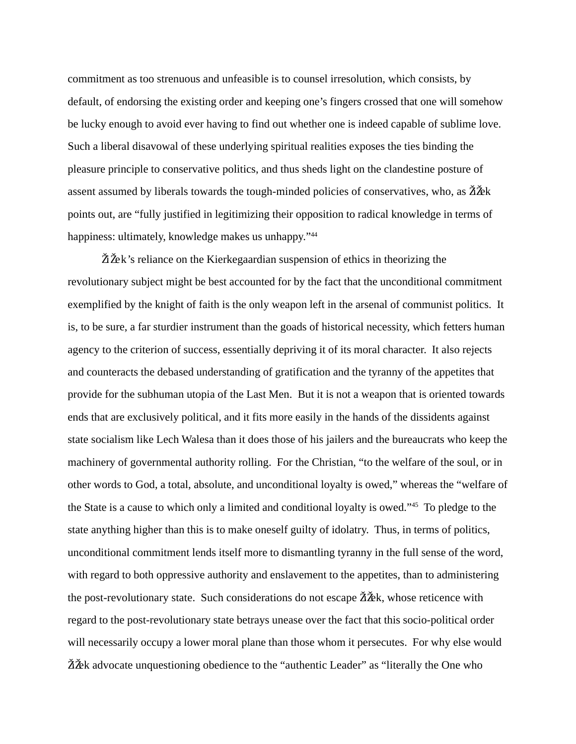commitment as too strenuous and unfeasible is to counsel irresolution, which consists, by default, of endorsing the existing order and keeping one's fingers crossed that one will somehow be lucky enough to avoid ever having to find out whether one is indeed capable of sublime love. Such a liberal disavowal of these underlying spiritual realities exposes the ties binding the pleasure principle to conservative politics, and thus sheds light on the clandestine posture of assent assumed by liberals towards the tough-minded policies of conservatives, who, as ŽiŽek points out, are "fully justified in legitimizing their opposition to radical knowledge in terms of happiness: ultimately, knowledge makes us unhappy."[44]

ŽiŽek's reliance on the Kierkegaardian suspension of ethics in theorizing the revolutionary subject might be best accounted for by the fact that the unconditional commitment exemplified by the knight of faith is the only weapon left in the arsenal of communist politics. It is, to be sure, a far sturdier instrument than the goads of historical necessity, which fetters human agency to the criterion of success, essentially depriving it of its moral character. It also rejects and counteracts the debased understanding of gratification and the tyranny of the appetites that provide for the subhuman utopia of the Last Men. But it is not a weapon that is oriented towards ends that are exclusively political, and it fits more easily in the hands of the dissidents against state socialism like Lech Walesa than it does those of his jailers and the bureaucrats who keep the machinery of governmental authority rolling. For the Christian, "to the welfare of the soul, or in other words to God, a total, absolute, and unconditional loyalty is owed," whereas the "welfare of the State is a cause to which only a limited and conditional loyalty is owed."[45] To pledge to the state anything higher than this is to make oneself guilty of idolatry. Thus, in terms of politics, unconditional commitment lends itself more to dismantling tyranny in the full sense of the word, with regard to both oppressive authority and enslavement to the appetites, than to administering the post-revolutionary state. Such considerations do not escape ŽiŽek, whose reticence with regard to the post-revolutionary state betrays unease over the fact that this socio-political order will necessarily occupy a lower moral plane than those whom it persecutes. For why else would ŽiŽek advocate unquestioning obedience to the "authentic Leader" as "literally the One who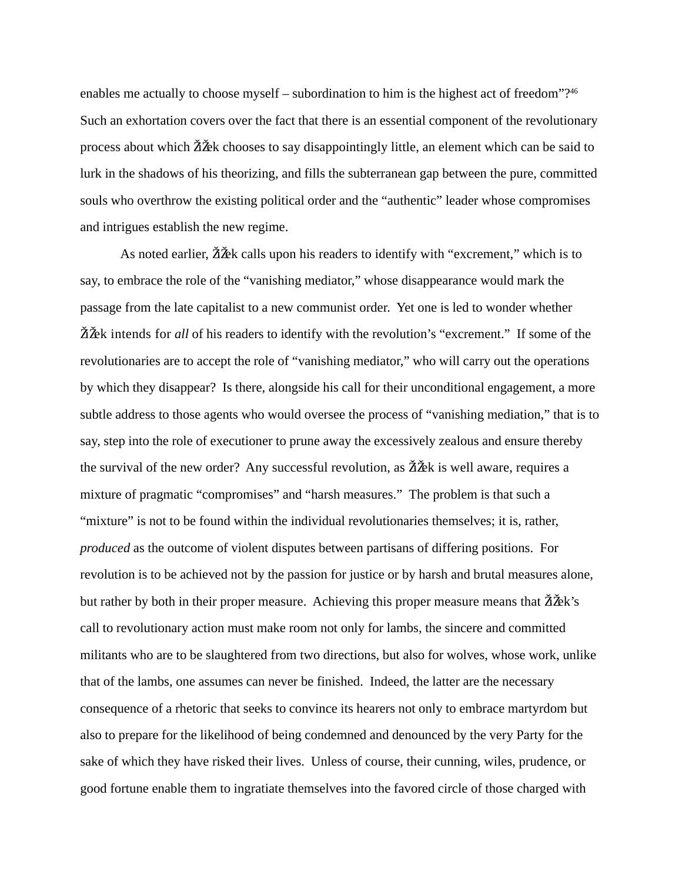enables me actually to choose myself – subordination to him is the highest act of freedom"?[46] Such an exhortation covers over the fact that there is an essential component of the revolutionary process about which Žižek chooses to say disappointingly little, an element which can be said to lurk in the shadows of his theorizing, and fills the subterranean gap between the pure, committed souls who overthrow the existing political order and the "authentic" leader whose compromises and intrigues establish the new regime.

As noted earlier, Žižek calls upon his readers to identify with "excrement," which is to say, to embrace the role of the "vanishing mediator," whose disappearance would mark the passage from the late capitalist to a new communist order. Yet one is led to wonder whether Žižek intends for *all* of his readers to identify with the revolution's "excrement." If some of the revolutionaries are to accept the role of "vanishing mediator," who will carry out the operations by which they disappear? Is there, alongside his call for their unconditional engagement, a more subtle address to those agents who would oversee the process of "vanishing mediation," that is to say, step into the role of executioner to prune away the excessively zealous and ensure thereby the survival of the new order? Any successful revolution, as Žižek is well aware, requires a mixture of pragmatic "compromises" and "harsh measures." The problem is that such a "mixture" is not to be found within the individual revolutionaries themselves; it is, rather, *produced* as the outcome of violent disputes between partisans of differing positions. For revolution is to be achieved not by the passion for justice or by harsh and brutal measures alone, but rather by both in their proper measure. Achieving this proper measure means that Žižek's call to revolutionary action must make room not only for lambs, the sincere and committed militants who are to be slaughtered from two directions, but also for wolves, whose work, unlike that of the lambs, one assumes can never be finished. Indeed, the latter are the necessary consequence of a rhetoric that seeks to convince its hearers not only to embrace martyrdom but also to prepare for the likelihood of being condemned and denounced by the very Party for the sake of which they have risked their lives. Unless of course, their cunning, wiles, prudence, or good fortune enable them to ingratiate themselves into the favored circle of those charged with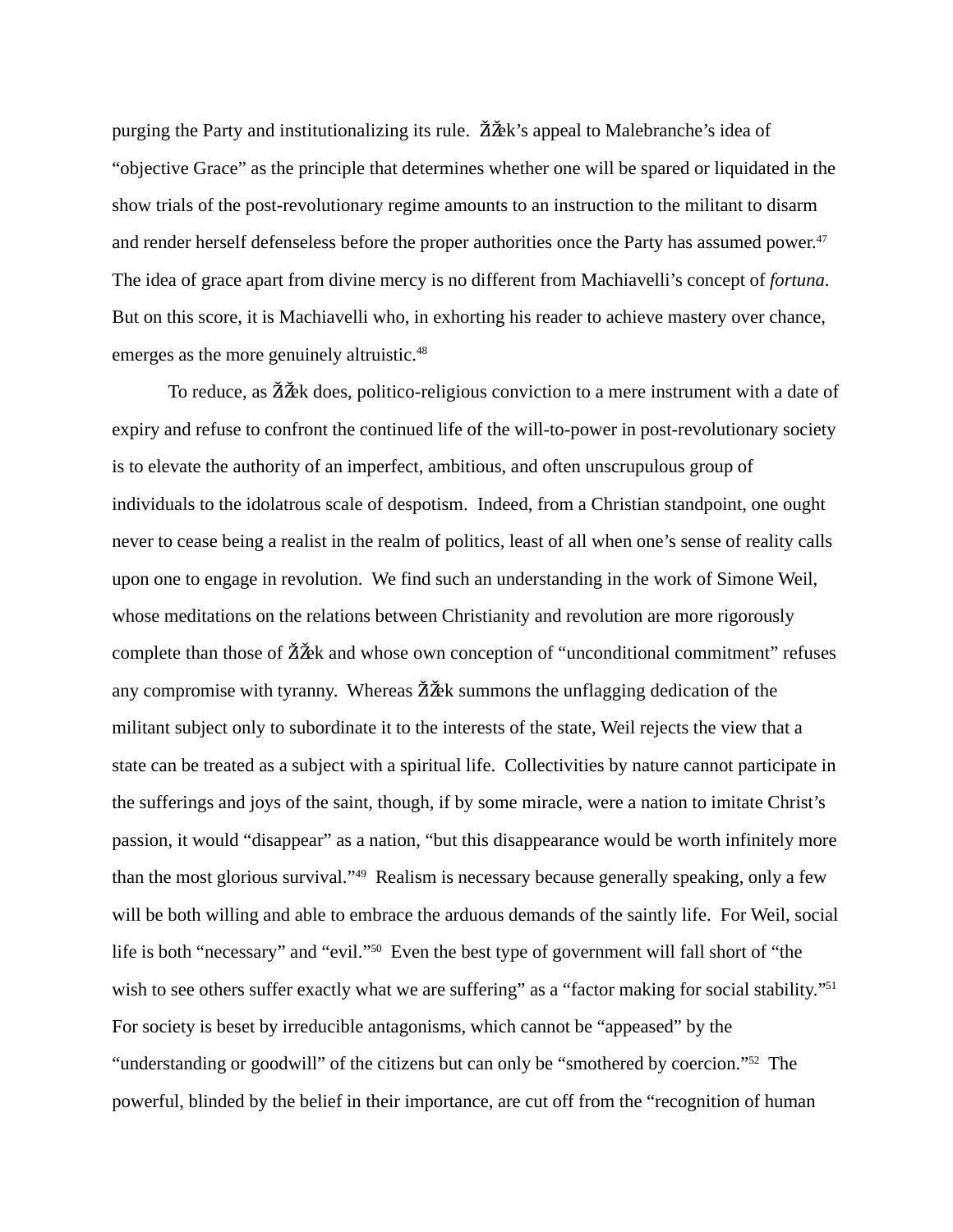purging the Party and institutionalizing its rule. Žižek's appeal to Malebranche's idea of "objective Grace" as the principle that determines whether one will be spared or liquidated in the show trials of the post-revolutionary regime amounts to an instruction to the militant to disarm and render herself defenseless before the proper authorities once the Party has assumed power.[47] The idea of grace apart from divine mercy is no different from Machiavelli's concept of *fortuna*. But on this score, it is Machiavelli who, in exhorting his reader to achieve mastery over chance, emerges as the more genuinely altruistic.[48]

To reduce, as Žižek does, politico-religious conviction to a mere instrument with a date of expiry and refuse to confront the continued life of the will-to-power in post-revolutionary society is to elevate the authority of an imperfect, ambitious, and often unscrupulous group of individuals to the idolatrous scale of despotism. Indeed, from a Christian standpoint, one ought never to cease being a realist in the realm of politics, least of all when one's sense of reality calls upon one to engage in revolution. We find such an understanding in the work of Simone Weil, whose meditations on the relations between Christianity and revolution are more rigorously complete than those of Žižek and whose own conception of "unconditional commitment" refuses any compromise with tyranny. Whereas Žižek summons the unflagging dedication of the militant subject only to subordinate it to the interests of the state, Weil rejects the view that a state can be treated as a subject with a spiritual life. Collectivities by nature cannot participate in the sufferings and joys of the saint, though, if by some miracle, were a nation to imitate Christ's passion, it would "disappear" as a nation, "but this disappearance would be worth infinitely more than the most glorious survival."[49] Realism is necessary because generally speaking, only a few will be both willing and able to embrace the arduous demands of the saintly life. For Weil, social life is both "necessary" and "evil."[50] Even the best type of government will fall short of "the wish to see others suffer exactly what we are suffering" as a "factor making for social stability."[51] For society is beset by irreducible antagonisms, which cannot be "appeased" by the "understanding or goodwill" of the citizens but can only be "smothered by coercion."[52] The powerful, blinded by the belief in their importance, are cut off from the "recognition of human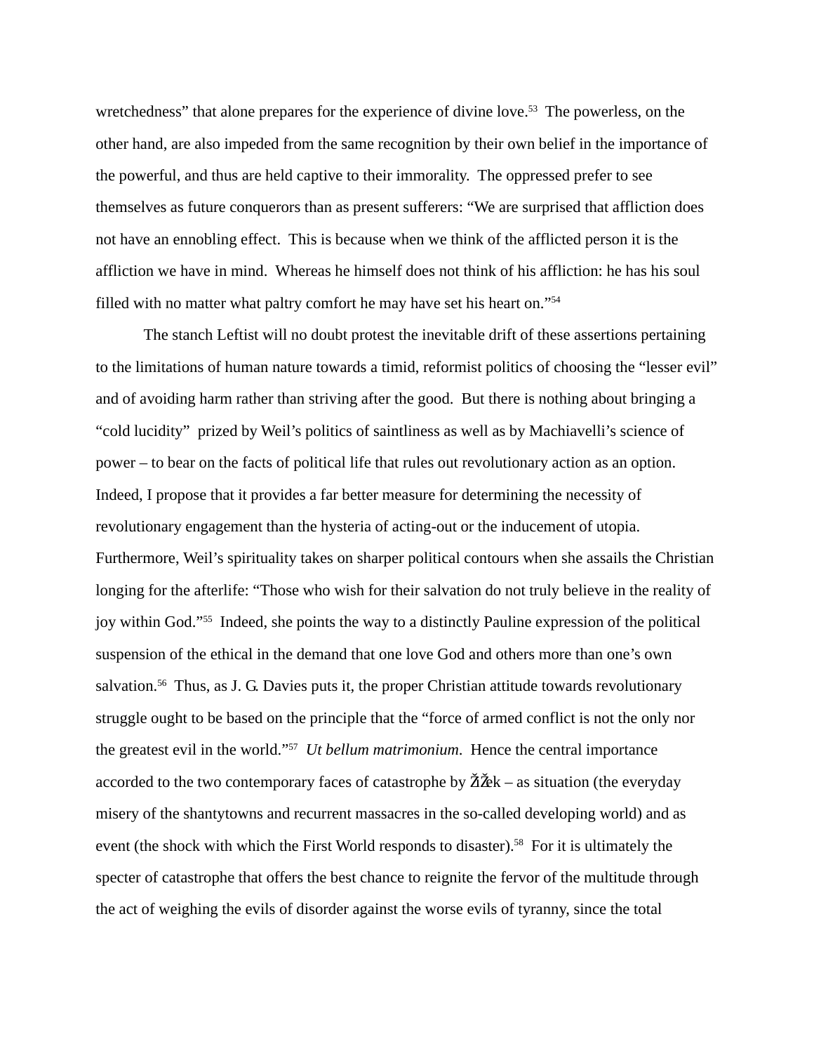wretchedness" that alone prepares for the experience of divine love.[53] The powerless, on the other hand, are also impeded from the same recognition by their own belief in the importance of the powerful, and thus are held captive to their immorality. The oppressed prefer to see themselves as future conquerors than as present sufferers: "We are surprised that affliction does not have an ennobling effect. This is because when we think of the afflicted person it is the affliction we have in mind. Whereas he himself does not think of his affliction: he has his soul filled with no matter what paltry comfort he may have set his heart on."[54]

The stanch Leftist will no doubt protest the inevitable drift of these assertions pertaining to the limitations of human nature towards a timid, reformist politics of choosing the "lesser evil" and of avoiding harm rather than striving after the good. But there is nothing about bringing a "cold lucidity" prized by Weil's politics of saintliness as well as by Machiavelli's science of power – to bear on the facts of political life that rules out revolutionary action as an option. Indeed, I propose that it provides a far better measure for determining the necessity of revolutionary engagement than the hysteria of acting-out or the inducement of utopia. Furthermore, Weil's spirituality takes on sharper political contours when she assails the Christian longing for the afterlife: "Those who wish for their salvation do not truly believe in the reality of joy within God."[55] Indeed, she points the way to a distinctly Pauline expression of the political suspension of the ethical in the demand that one love God and others more than one's own salvation.[56] Thus, as J. G. Davies puts it, the proper Christian attitude towards revolutionary struggle ought to be based on the principle that the "force of armed conflict is not the only nor the greatest evil in the world."[57] *Ut bellum matrimonium*. Hence the central importance accorded to the two contemporary faces of catastrophe by ŽiŽek – as situation (the everyday misery of the shantytowns and recurrent massacres in the so-called developing world) and as event (the shock with which the First World responds to disaster).[58] For it is ultimately the specter of catastrophe that offers the best chance to reignite the fervor of the multitude through the act of weighing the evils of disorder against the worse evils of tyranny, since the total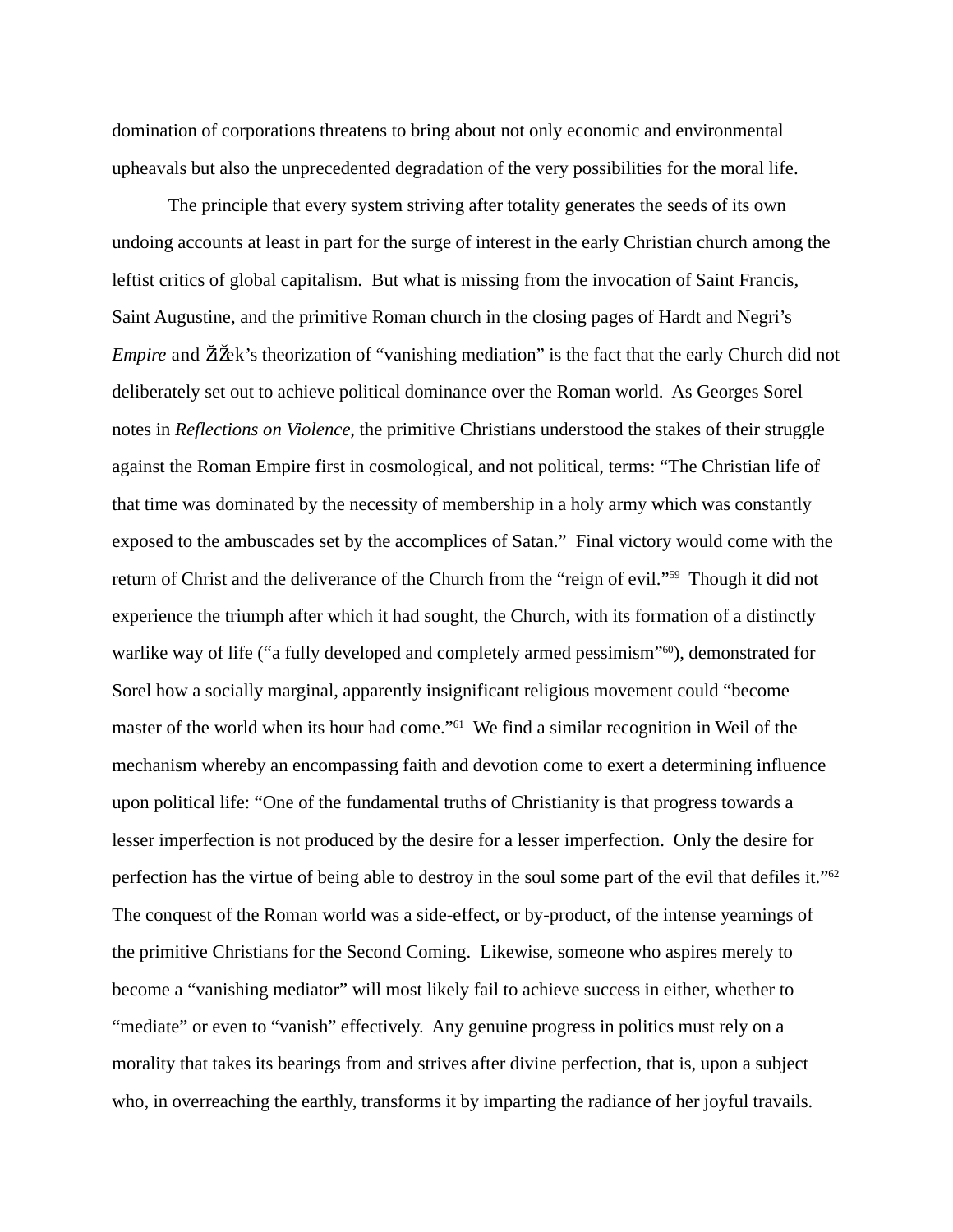domination of corporations threatens to bring about not only economic and environmental upheavals but also the unprecedented degradation of the very possibilities for the moral life.

The principle that every system striving after totality generates the seeds of its own undoing accounts at least in part for the surge of interest in the early Christian church among the leftist critics of global capitalism. But what is missing from the invocation of Saint Francis, Saint Augustine, and the primitive Roman church in the closing pages of Hardt and Negri's *Empire* and ŽiŽek's theorization of "vanishing mediation" is the fact that the early Church did not deliberately set out to achieve political dominance over the Roman world. As Georges Sorel notes in *Reflections on Violence*, the primitive Christians understood the stakes of their struggle against the Roman Empire first in cosmological, and not political, terms: "The Christian life of that time was dominated by the necessity of membership in a holy army which was constantly exposed to the ambuscades set by the accomplices of Satan." Final victory would come with the return of Christ and the deliverance of the Church from the "reign of evil."[59] Though it did not experience the triumph after which it had sought, the Church, with its formation of a distinctly warlike way of life ("a fully developed and completely armed pessimism"[60]), demonstrated for Sorel how a socially marginal, apparently insignificant religious movement could "become master of the world when its hour had come."[61] We find a similar recognition in Weil of the mechanism whereby an encompassing faith and devotion come to exert a determining influence upon political life: "One of the fundamental truths of Christianity is that progress towards a lesser imperfection is not produced by the desire for a lesser imperfection. Only the desire for perfection has the virtue of being able to destroy in the soul some part of the evil that defiles it."[62] The conquest of the Roman world was a side-effect, or by-product, of the intense yearnings of the primitive Christians for the Second Coming. Likewise, someone who aspires merely to become a "vanishing mediator" will most likely fail to achieve success in either, whether to "mediate" or even to "vanish" effectively. Any genuine progress in politics must rely on a morality that takes its bearings from and strives after divine perfection, that is, upon a subject who, in overreaching the earthly, transforms it by imparting the radiance of her joyful travails.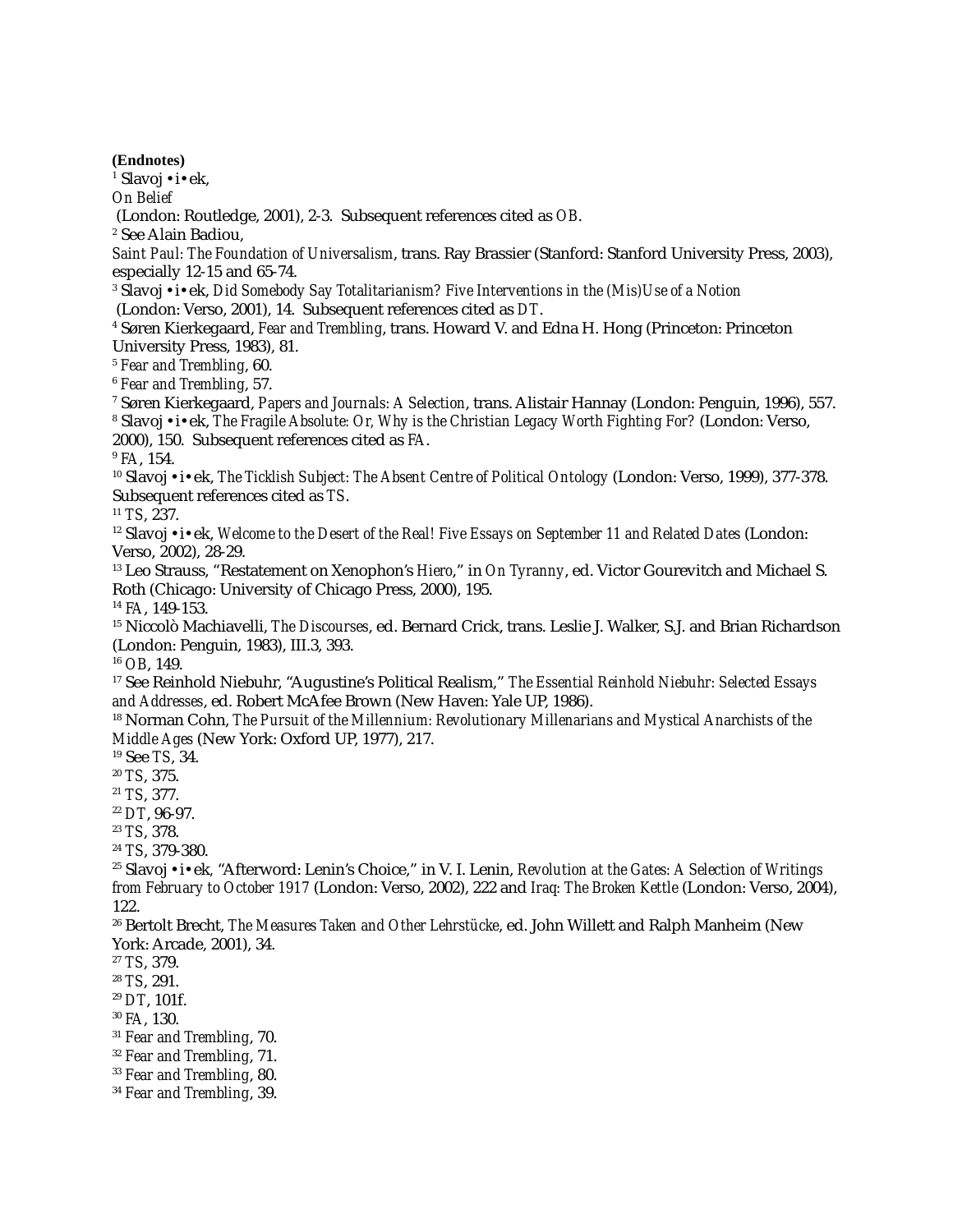**(Endnotes)**

[1] Slavoj •i•ek, *On Belief* (London: Routledge, 2001), 2-3. Subsequent references cited as *OB*.

[2] See Alain Badiou, *Saint Paul: The Foundation of Universalism*, trans. Ray Brassier (Stanford: Stanford University Press, 2003), especially 12-15 and 65-74.

[3] Slavoj •i•ek, *Did Somebody Say Totalitarianism? Five Interventions in the (Mis)Use of a Notion* (London: Verso, 2001), 14. Subsequent references cited as *DT*.

[4] Søren Kierkegaard, *Fear and Trembling*, trans. Howard V. and Edna H. Hong (Princeton: Princeton University Press, 1983), 81.

[5] *Fear and Trembling*, 60.

[6] *Fear and Trembling*, 57.

[7] Søren Kierkegaard, *Papers and Journals: A Selection*, trans. Alistair Hannay (London: Penguin, 1996), 557.

[8] Slavoj •i•ek, *The Fragile Absolute: Or, Why is the Christian Legacy Worth Fighting For?* (London: Verso, 2000), 150. Subsequent references cited as *FA*.

[9] *FA*, 154.

[10] Slavoj •i•ek, *The Ticklish Subject: The Absent Centre of Political Ontology* (London: Verso, 1999), 377-378. Subsequent references cited as *TS*.

[11] *TS*, 237.

[12] Slavoj •i•ek, *Welcome to the Desert of the Real! Five Essays on September 11 and Related Dates* (London: Verso, 2002), 28-29.

[13] Leo Strauss, "Restatement on Xenophon's *Hiero*," in *On Tyranny*, ed. Victor Gourevitch and Michael S. Roth (Chicago: University of Chicago Press, 2000), 195.

[14] *FA*, 149-153.

[15] Niccolò Machiavelli, *The Discourses*, ed. Bernard Crick, trans. Leslie J. Walker, S.J. and Brian Richardson (London: Penguin, 1983), III.3, 393.

[16] *OB*, 149.

[17] See Reinhold Niebuhr, "Augustine's Political Realism," *The Essential Reinhold Niebuhr: Selected Essays and Addresses*, ed. Robert McAfee Brown (New Haven: Yale UP, 1986).

[18] Norman Cohn, *The Pursuit of the Millennium: Revolutionary Millenarians and Mystical Anarchists of the Middle Ages* (New York: Oxford UP, 1977), 217.

[19] See *TS*, 34.

[20] *TS*, 375.

[21] *TS*, 377.

[22] *DT*, 96-97.

[23] *TS*, 378.

[24] *TS*, 379-380.

[25] Slavoj •i•ek, "Afterword: Lenin's Choice," in V. I. Lenin, *Revolution at the Gates: A Selection of Writings from February to October 1917* (London: Verso, 2002), 222 and *Iraq: The Broken Kettle* (London: Verso, 2004), 122.

[26] Bertolt Brecht, *The Measures Taken and Other Lehrstücke*, ed. John Willett and Ralph Manheim (New York: Arcade, 2001), 34.

[27] *TS*, 379.

[28] *TS*, 291.

[29] *DT*, 101f.

[30] *FA*, 130.

[31] *Fear and Trembling*, 70.

[32] *Fear and Trembling*, 71.

[33] *Fear and Trembling*, 80.

[34] *Fear and Trembling*, 39.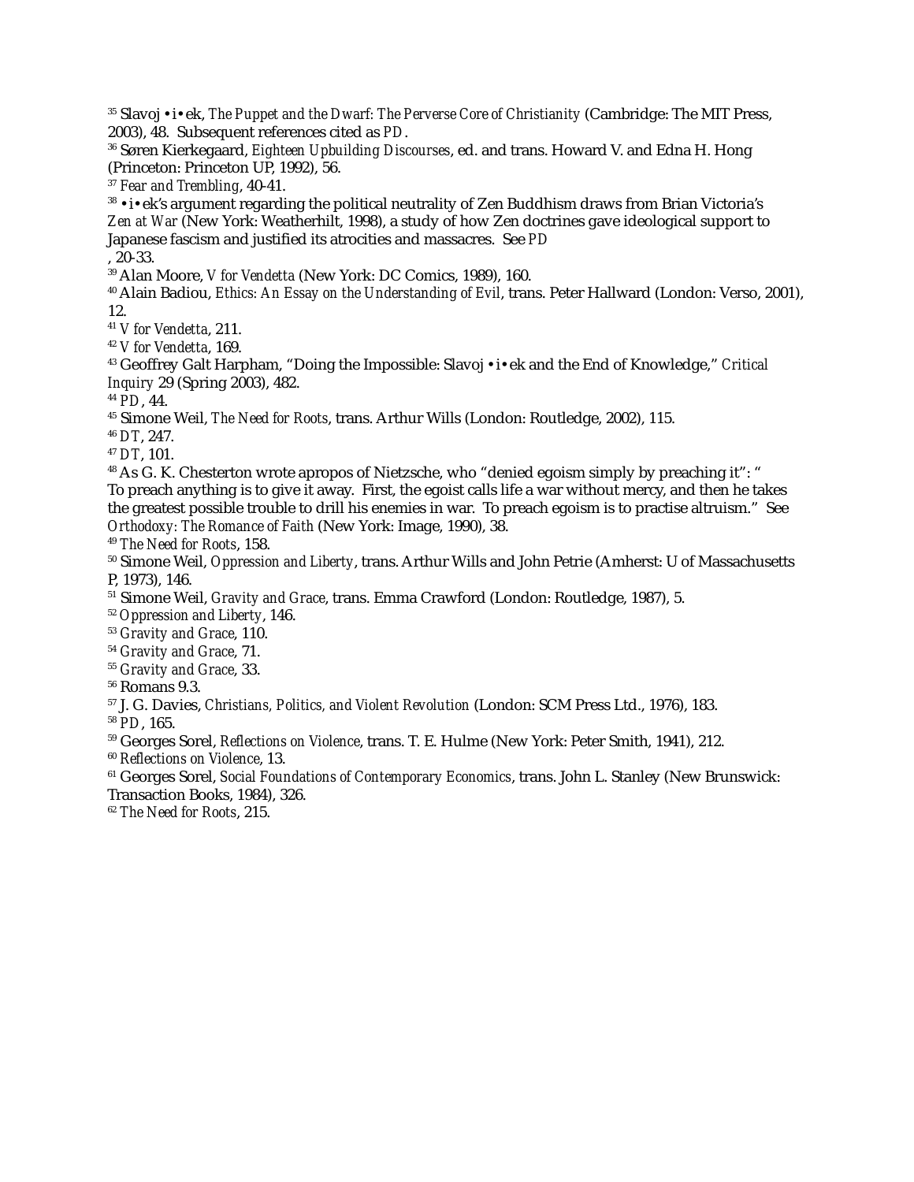[35] Slavoj • i • ek, *The Puppet and the Dwarf: The Perverse Core of Christianity* (Cambridge: The MIT Press, 2003), 48. Subsequent references cited as *PD*.

[36] Søren Kierkegaard, *Eighteen Upbuilding Discourses*, ed. and trans. Howard V. and Edna H. Hong (Princeton: Princeton UP, 1992), 56.

[37] *Fear and Trembling*, 40-41.

[38] • i • ek's argument regarding the political neutrality of Zen Buddhism draws from Brian Victoria's *Zen at War* (New York: Weatherhilt, 1998), a study of how Zen doctrines gave ideological support to Japanese fascism and justified its atrocities and massacres. See *PD*, 20-33.

[39] Alan Moore, *V for Vendetta* (New York: DC Comics, 1989), 160.

[40] Alain Badiou, *Ethics: An Essay on the Understanding of Evil*, trans. Peter Hallward (London: Verso, 2001), 12.

[41] *V for Vendetta*, 211.

[42] *V for Vendetta*, 169.

[43] Geoffrey Galt Harpham, "Doing the Impossible: Slavoj • i • ek and the End of Knowledge," *Critical Inquiry* 29 (Spring 2003), 482.

[44] *PD*, 44.

[45] Simone Weil, *The Need for Roots*, trans. Arthur Wills (London: Routledge, 2002), 115.

[46] *DT*, 247.

[47] *DT*, 101.

[48] As G. K. Chesterton wrote apropos of Nietzsche, who "denied egoism simply by preaching it": "To preach anything is to give it away. First, the egoist calls life a war without mercy, and then he takes the greatest possible trouble to drill his enemies in war. To preach egoism is to practise altruism." See *Orthodoxy: The Romance of Faith* (New York: Image, 1990), 38.

[49] *The Need for Roots*, 158.

[50] Simone Weil, *Oppression and Liberty*, trans. Arthur Wills and John Petrie (Amherst: U of Massachusetts P, 1973), 146.

[51] Simone Weil, *Gravity and Grace*, trans. Emma Crawford (London: Routledge, 1987), 5.

[52] *Oppression and Liberty*, 146.

[53] *Gravity and Grace*, 110.

[54] *Gravity and Grace*, 71.

[55] *Gravity and Grace*, 33.

[56] Romans 9.3.

[57] J. G. Davies, *Christians, Politics, and Violent Revolution* (London: SCM Press Ltd., 1976), 183.

[58] *PD*, 165.

[59] Georges Sorel, *Reflections on Violence*, trans. T. E. Hulme (New York: Peter Smith, 1941), 212.

[60] *Reflections on Violence*, 13.

[61] Georges Sorel, *Social Foundations of Contemporary Economics*, trans. John L. Stanley (New Brunswick: Transaction Books, 1984), 326.

[62] *The Need for Roots*, 215.